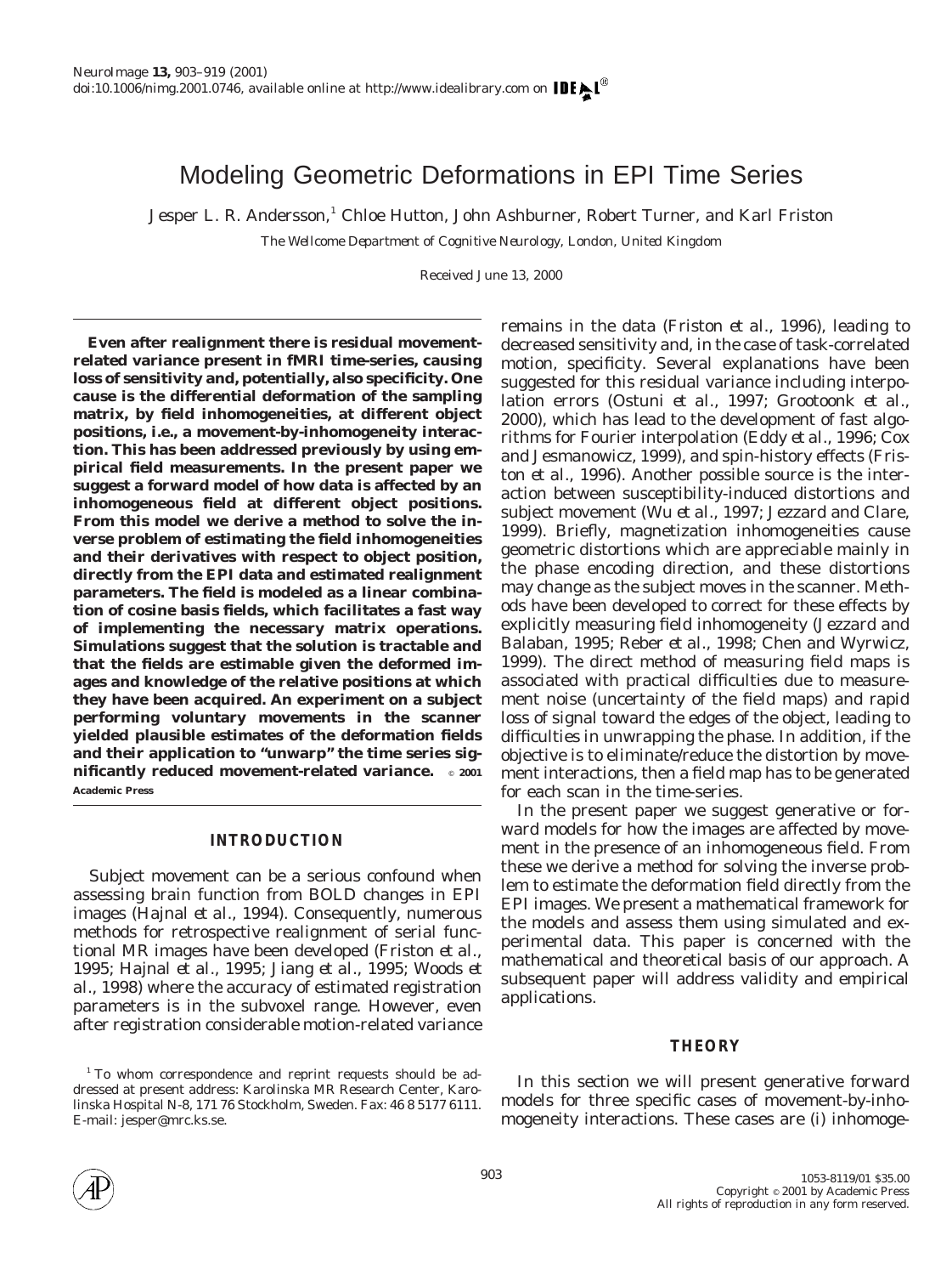# Modeling Geometric Deformations in EPI Time Series

Jesper L. R. Andersson,[1] Chloe Hutton, John Ashburner, Robert Turner, and Karl Friston

*The Wellcome Department of Cognitive Neurology, London, United Kingdom*

Received June 13, 2000

**Even after realignment there is residual movement-related variance present in fMRI time-series, causing loss of sensitivity and, potentially, also specificity. One cause is the differential deformation of the sampling matrix, by field inhomogeneities, at different object positions, i.e., a movement-by-inhomogeneity interaction. This has been addressed previously by using empirical field measurements. In the present paper we suggest a forward model of how data is affected by an inhomogeneous field at different object positions. From this model we derive a method to solve the inverse problem of estimating the field inhomogeneities and their derivatives with respect to object position, directly from the EPI data and estimated realignment parameters. The field is modeled as a linear combination of cosine basis fields, which facilitates a fast way of implementing the necessary matrix operations. Simulations suggest that the solution is tractable and that the fields are estimable given the deformed images and knowledge of the relative positions at which they have been acquired. An experiment on a subject performing voluntary movements in the scanner yielded plausible estimates of the deformation fields and their application to "unwarp" the time series significantly reduced movement-related variance.** © 2001 Academic Press

## INTRODUCTION

Subject movement can be a serious confound when assessing brain function from BOLD changes in EPI images (Hajnal *et al.*, 1994). Consequently, numerous methods for retrospective realignment of serial functional MR images have been developed (Friston *et al.*, 1995; Hajnal *et al.*, 1995; Jiang *et al.*, 1995; Woods *et al.*, 1998) where the accuracy of estimated registration parameters is in the subvoxel range. However, even after registration considerable motion-related variance remains in the data (Friston *et al.*, 1996), leading to decreased sensitivity and, in the case of task-correlated motion, specificity. Several explanations have been suggested for this residual variance including interpolation errors (Ostuni *et al.*, 1997; Grootoonk *et al.*, 2000), which has lead to the development of fast algorithms for Fourier interpolation (Eddy *et al.*, 1996; Cox and Jesmanowicz, 1999), and spin-history effects (Friston *et al.*, 1996). Another possible source is the interaction between susceptibility-induced distortions and subject movement (Wu *et al.*, 1997; Jezzard and Clare, 1999). Briefly, magnetization inhomogeneities cause geometric distortions which are appreciable mainly in the phase encoding direction, and these distortions may change as the subject moves in the scanner. Methods have been developed to correct for these effects by explicitly measuring field inhomogeneity (Jezzard and Balaban, 1995; Reber *et al.*, 1998; Chen and Wyrwicz, 1999). The direct method of measuring field maps is associated with practical difficulties due to measurement noise (uncertainty of the field maps) and rapid loss of signal toward the edges of the object, leading to difficulties in unwrapping the phase. In addition, if the objective is to eliminate/reduce the distortion by movement interactions, then a field map has to be generated for each scan in the time-series.

In the present paper we suggest generative or forward models for how the images are affected by movement in the presence of an inhomogeneous field. From these we derive a method for solving the inverse problem to estimate the deformation field directly from the EPI images. We present a mathematical framework for the models and assess them using simulated and experimental data. This paper is concerned with the mathematical and theoretical basis of our approach. A subsequent paper will address validity and empirical applications.

## THEORY

In this section we will present generative forward models for three specific cases of movement-by-inhomogeneity interactions. These cases are (i) inhomoge-

[1] To whom correspondence and reprint requests should be addressed at present address: Karolinska MR Research Center, Karolinska Hospital N-8, 171 76 Stockholm, Sweden. Fax: 46 8 5177 6111. E-mail: jesper@mrc.ks.se.

1053-8119/01 $35.00
Copyright © 2001 by Academic Press
All rights of reproduction in any form reserved.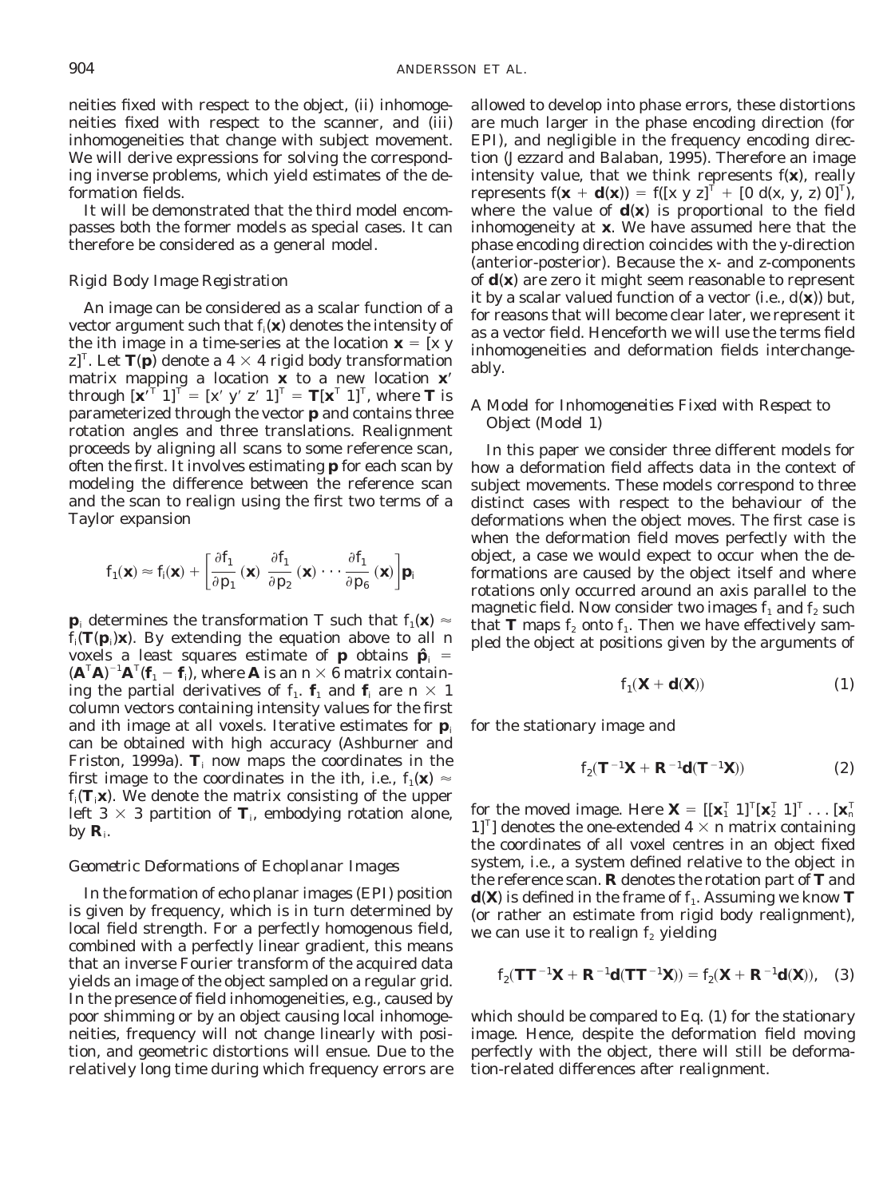neities fixed with respect to the object, (ii) inhomogeneities fixed with respect to the scanner, and (iii) inhomogeneities that change with subject movement. We will derive expressions for solving the corresponding inverse problems, which yield estimates of the deformation fields.

It will be demonstrated that the third model encompasses both the former models as special cases. It can therefore be considered as a general model.

### *Rigid Body Image Registration*

An image can be considered as a scalar function of a vector argument such that $f_i(\mathbf{x})$ denotes the intensity of the ith image in a time-series at the location $\mathbf{x} = [x\ y\ z]^T$. Let $\mathbf{T}(\mathbf{p})$ denote a $4 \times 4$ rigid body transformation matrix mapping a location $\mathbf{x}$ to a new location $\mathbf{x}'$ through $[\mathbf{x}'^T\ 1]^T = [x'\ y'\ z'\ 1]^T = \mathbf{T}[\mathbf{x}^T\ 1]^T$, where $\mathbf{T}$ is parameterized through the vector $\mathbf{p}$ and contains three rotation angles and three translations. Realignment proceeds by aligning all scans to some reference scan, often the first. It involves estimating $\mathbf{p}$ for each scan by modeling the difference between the reference scan and the scan to realign using the first two terms of a Taylor expansion

$$f_1(\mathbf{x}) \approx f_i(\mathbf{x}) + \left[\frac{\partial f_1}{\partial p_1}(\mathbf{x})\ \frac{\partial f_1}{\partial p_2}(\mathbf{x}) \cdots \frac{\partial f_1}{\partial p_6}(\mathbf{x})\right]\mathbf{p}_i$$

$\mathbf{p}_i$ determines the transformation T such that $f_1(\mathbf{x}) \approx f_i(\mathbf{T}(\mathbf{p}_i)\mathbf{x})$. By extending the equation above to all n voxels a least squares estimate of $\mathbf{p}$ obtains $\hat{\mathbf{p}}_i = (\mathbf{A}^T\mathbf{A})^{-1}\mathbf{A}^T(\mathbf{f}_1 - \mathbf{f}_i)$, where $\mathbf{A}$ is an $n \times 6$ matrix containing the partial derivatives of $f_1$. $\mathbf{f}_1$ and $\mathbf{f}_i$ are $n \times 1$ column vectors containing intensity values for the first and ith image at all voxels. Iterative estimates for $\mathbf{p}_i$ can be obtained with high accuracy (Ashburner and Friston, 1999a). $\mathbf{T}_i$ now maps the coordinates in the first image to the coordinates in the ith, i.e., $f_1(\mathbf{x}) \approx f_i(\mathbf{T}_i\mathbf{x})$. We denote the matrix consisting of the upper left $3 \times 3$ partition of $\mathbf{T}_i$, embodying rotation alone, by $\mathbf{R}_i$.

### *Geometric Deformations of Echoplanar Images*

In the formation of echo planar images (EPI) position is given by frequency, which is in turn determined by local field strength. For a perfectly homogenous field, combined with a perfectly linear gradient, this means that an inverse Fourier transform of the acquired data yields an image of the object sampled on a regular grid. In the presence of field inhomogeneities, e.g., caused by poor shimming or by an object causing local inhomogeneities, frequency will not change linearly with position, and geometric distortions will ensue. Due to the relatively long time during which frequency errors are allowed to develop into phase errors, these distortions are much larger in the phase encoding direction (for EPI), and negligible in the frequency encoding direction (Jezzard and Balaban, 1995). Therefore an image intensity value, that we think represents $f(\mathbf{x})$, really represents $f(\mathbf{x} + \mathbf{d}(\mathbf{x})) = f([x\ y\ z]^T + [0\ d(x, y, z)\ 0]^T)$, where the value of $\mathbf{d}(\mathbf{x})$ is proportional to the field inhomogeneity at $\mathbf{x}$. We have assumed here that the phase encoding direction coincides with the y-direction (anterior-posterior). Because the x- and z-components of $\mathbf{d}(\mathbf{x})$ are zero it might seem reasonable to represent it by a scalar valued function of a vector (i.e., $d(\mathbf{x})$) but, for reasons that will become clear later, we represent it as a vector field. Henceforth we will use the terms field inhomogeneities and deformation fields interchangeably.

### *A Model for Inhomogeneities Fixed with Respect to Object (Model 1)*

In this paper we consider three different models for how a deformation field affects data in the context of subject movements. These models correspond to three distinct cases with respect to the behaviour of the deformations when the object moves. The first case is when the deformation field moves perfectly with the object, a case we would expect to occur when the deformations are caused by the object itself and where rotations only occurred around an axis parallel to the magnetic field. Now consider two images $f_1$ and $f_2$ such that $\mathbf{T}$ maps $f_2$ onto $f_1$. Then we have effectively sampled the object at positions given by the arguments of

$$f_1(\mathbf{X} + \mathbf{d}(\mathbf{X})) \tag{1}$$

for the stationary image and

$$f_2(\mathbf{T}^{-1}\mathbf{X} + \mathbf{R}^{-1}\mathbf{d}(\mathbf{T}^{-1}\mathbf{X})) \tag{2}$$

for the moved image. Here $\mathbf{X} = [[\mathbf{x}_1^T\ 1]^T[\mathbf{x}_2^T\ 1]^T \ldots [\mathbf{x}_n^T\ 1]^T]$ denotes the one-extended $4 \times n$ matrix containing the coordinates of all voxel centres in an object fixed system, i.e., a system defined relative to the object in the reference scan. $\mathbf{R}$ denotes the rotation part of $\mathbf{T}$ and $\mathbf{d}(\mathbf{X})$ is defined in the frame of $f_1$. Assuming we know $\mathbf{T}$ (or rather an estimate from rigid body realignment), we can use it to realign $f_2$ yielding

$$f_2(\mathbf{T}\mathbf{T}^{-1}\mathbf{X} + \mathbf{R}^{-1}\mathbf{d}(\mathbf{T}\mathbf{T}^{-1}\mathbf{X})) = f_2(\mathbf{X} + \mathbf{R}^{-1}\mathbf{d}(\mathbf{X})), \tag{3}$$

which should be compared to Eq. (1) for the stationary image. Hence, despite the deformation field moving perfectly with the object, there will still be deformation-related differences after realignment.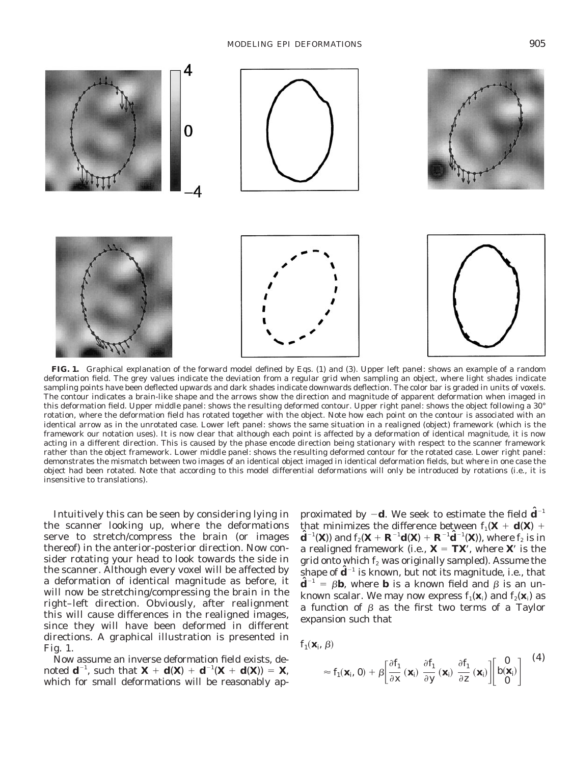4

0

−4

**FIG. 1.** Graphical explanation of the forward model defined by Eqs. (1) and (3). Upper left panel: shows an example of a random deformation field. The grey values indicate the deviation from a regular grid when sampling an object, where light shades indicate sampling points have been deflected upwards and dark shades indicate downwards deflection. The color bar is graded in units of voxels. The contour indicates a brain-like shape and the arrows show the direction and magnitude of apparent deformation when imaged in this deformation field. Upper middle panel: shows the resulting deformed contour. Upper right panel: shows the object following a 30° rotation, where the deformation field has rotated together with the object. Note how each point on the contour is associated with an identical arrow as in the unrotated case. Lower left panel: shows the same situation in a realigned (object) framework (which is the framework our notation uses). It is now clear that although each point is affected by a deformation of identical magnitude, it is now acting in a different direction. This is caused by the phase encode direction being stationary with respect to the scanner framework rather than the object framework. Lower middle panel: shows the resulting deformed contour for the rotated case. Lower right panel: demonstrates the mismatch between two images of an identical object imaged in identical deformation fields, but where in one case the object had been rotated. Note that according to this model differential deformations will only be introduced by rotations (i.e., it is insensitive to translations).

Intuitively this can be seen by considering lying in the scanner looking up, where the deformations serve to stretch/compress the brain (or images thereof) in the anterior-posterior direction. Now consider rotating your head to look towards the side in the scanner. Although every voxel will be affected by a deformation of identical magnitude as before, it will now be stretching/compressing the brain in the right–left direction. Obviously, after realignment this will cause differences in the realigned images, since they will have been deformed in different directions. A graphical illustration is presented in Fig. 1.

Now assume an inverse deformation field exists, denoted $\mathbf{d}^{-1}$, such that $\mathbf{X} + \mathbf{d}(\mathbf{X}) + \mathbf{d}^{-1}(\mathbf{X} + \mathbf{d}(\mathbf{X})) = \mathbf{X}$, which for small deformations will be reasonably approximated by $-\mathbf{d}$. We seek to estimate the field $\hat{\mathbf{d}}^{-1}$ that minimizes the difference between $f_1(\mathbf{X} + \mathbf{d}(\mathbf{X}) + \hat{\mathbf{d}}^{-1}(\mathbf{X}))$ and $f_2(\mathbf{X} + \mathbf{R}^{-1}\mathbf{d}(\mathbf{X}) + \mathbf{R}^{-1}\hat{\mathbf{d}}^{-1}(\mathbf{X}))$, where $f_2$ is in a realigned framework (i.e., $\mathbf{X} = \mathbf{T}\mathbf{X}'$, where $\mathbf{X}'$ is the grid onto which $f_2$ was originally sampled). Assume the shape of $\hat{\mathbf{d}}^{-1}$ is known, but not its magnitude, i.e., that $\hat{\mathbf{d}}^{-1} = \beta\mathbf{b}$, where $\mathbf{b}$ is a known field and $\beta$ is an unknown scalar. We may now express $f_1(\mathbf{x}_i)$ and $f_2(\mathbf{x}_i)$ as a function of $\beta$ as the first two terms of a Taylor expansion such that

$$f_1(\mathbf{x}_i, \beta)$$

$$\approx f_1(\mathbf{x}_i, 0) + \beta\left[\frac{\partial f_1}{\partial x}(\mathbf{x}_i)\ \frac{\partial f_1}{\partial y}(\mathbf{x}_i)\ \frac{\partial f_1}{\partial z}(\mathbf{x}_i)\right]\begin{bmatrix} 0 \\ b(\mathbf{x}_i) \\ 0 \end{bmatrix} \tag{4}$$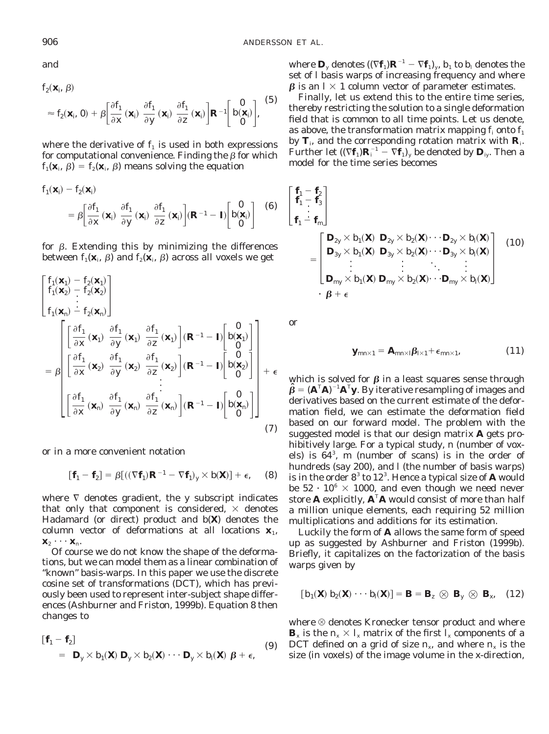and

$$
\begin{aligned}
&f_2(\mathbf{x}_i, \beta) \\
&\approx f_2(\mathbf{x}_i, 0) + \beta\left[\frac{\partial f_1}{\partial x}(\mathbf{x}_i)\ \frac{\partial f_1}{\partial y}(\mathbf{x}_i)\ \frac{\partial f_1}{\partial z}(\mathbf{x}_i)\right]\mathbf{R}^{-1}\begin{bmatrix} 0 \\ b(\mathbf{x}_i) \\ 0 \end{bmatrix},
\end{aligned}
\tag{5}
$$

where the derivative of $f_1$ is used in both expressions for computational convenience. Finding the $\beta$ for which $f_1(\mathbf{x}_i, \beta) = f_2(\mathbf{x}_i, \beta)$ means solving the equation

$$
\begin{aligned}
&f_1(\mathbf{x}_i) - f_2(\mathbf{x}_i) \\
&= \beta\left[\frac{\partial f_1}{\partial x}(\mathbf{x}_i)\ \frac{\partial f_1}{\partial y}(\mathbf{x}_i)\ \frac{\partial f_1}{\partial z}(\mathbf{x}_i)\right](\mathbf{R}^{-1} - \mathbf{I})\begin{bmatrix} 0 \\ b(\mathbf{x}_i) \\ 0 \end{bmatrix}
\end{aligned}
\tag{6}
$$

for $\beta$. Extending this by minimizing the differences between $f_1(\mathbf{x}_i, \beta)$ and $f_2(\mathbf{x}_i, \beta)$ across all voxels we get

$$
\begin{bmatrix} f_1(\mathbf{x}_1) - f_2(\mathbf{x}_1) \\ f_1(\mathbf{x}_2) - f_2(\mathbf{x}_2) \\ \vdots \\ f_1(\mathbf{x}_n) - f_2(\mathbf{x}_n) \end{bmatrix}
= \beta \begin{bmatrix}
\left[\frac{\partial f_1}{\partial x}(\mathbf{x}_1)\ \frac{\partial f_1}{\partial y}(\mathbf{x}_1)\ \frac{\partial f_1}{\partial z}(\mathbf{x}_1)\right](\mathbf{R}^{-1} - \mathbf{I})\begin{bmatrix} 0 \\ b(\mathbf{x}_1) \\ 0 \end{bmatrix} \\
\left[\frac{\partial f_1}{\partial x}(\mathbf{x}_2)\ \frac{\partial f_1}{\partial y}(\mathbf{x}_2)\ \frac{\partial f_1}{\partial z}(\mathbf{x}_2)\right](\mathbf{R}^{-1} - \mathbf{I})\begin{bmatrix} 0 \\ b(\mathbf{x}_2) \\ 0 \end{bmatrix} \\
\vdots \\
\left[\frac{\partial f_1}{\partial x}(\mathbf{x}_n)\ \frac{\partial f_1}{\partial y}(\mathbf{x}_n)\ \frac{\partial f_1}{\partial z}(\mathbf{x}_n)\right](\mathbf{R}^{-1} - \mathbf{I})\begin{bmatrix} 0 \\ b(\mathbf{x}_n) \\ 0 \end{bmatrix}
\end{bmatrix} + \epsilon
\tag{7}
$$

or in a more convenient notation

$$
[\mathbf{f}_1 - \mathbf{f}_2] = \beta[((\nabla \mathbf{f}_1)\mathbf{R}^{-1} - \nabla \mathbf{f}_1)_y \times b(\mathbf{X})] + \epsilon, \tag{8}
$$

where $\nabla$ denotes gradient, the y subscript indicates that only that component is considered, $\times$ denotes Hadamard (or direct) product and $b(\mathbf{X})$ denotes the column vector of deformations at all locations $\mathbf{x}_1$, $\mathbf{x}_2 \cdots \mathbf{x}_n$.

Of course we do not know the shape of the deformations, but we can model them as a linear combination of "known" basis-warps. In this paper we use the discrete cosine set of transformations (DCT), which has previously been used to represent inter-subject shape differences (Ashburner and Friston, 1999b). Equation 8 then changes to

$$
\begin{aligned}
&[\mathbf{f}_1 - \mathbf{f}_2] \\
&= [\mathbf{D}_y \times b_1(\mathbf{X})\ \mathbf{D}_y \times b_2(\mathbf{X}) \cdots \mathbf{D}_y \times b_l(\mathbf{X})]\ \boldsymbol{\beta} + \epsilon,
\end{aligned}
\tag{9}
$$

where $\mathbf{D}_y$ denotes $((\nabla \mathbf{f}_1)\mathbf{R}^{-1} - \nabla \mathbf{f}_1)_y$, $b_1$ to $b_l$ denotes the set of $l$ basis warps of increasing frequency and where $\boldsymbol{\beta}$ is an $l \times 1$ column vector of parameter estimates.

Finally, let us extend this to the entire time series, thereby restricting the solution to a single deformation field that is common to all time points. Let us denote, as above, the transformation matrix mapping $f_i$ onto $f_1$ by $\mathbf{T}_i$, and the corresponding rotation matrix with $\mathbf{R}_i$. Further let $((\nabla \mathbf{f}_1)\mathbf{R}_i^{-1} - \nabla \mathbf{f}_1)_y$ be denoted by $\mathbf{D}_{iy}$. Then a model for the time series becomes

$$
\begin{bmatrix} \mathbf{f}_1 - \mathbf{f}_2 \\ \mathbf{f}_1 - \mathbf{f}_3 \\ \vdots \\ \mathbf{f}_1 - \mathbf{f}_m \end{bmatrix}
= \begin{bmatrix}
\mathbf{D}_{2y} \times b_1(\mathbf{X}) & \mathbf{D}_{2y} \times b_2(\mathbf{X}) & \cdots & \mathbf{D}_{2y} \times b_l(\mathbf{X}) \\
\mathbf{D}_{3y} \times b_1(\mathbf{X}) & \mathbf{D}_{3y} \times b_2(\mathbf{X}) & \cdots & \mathbf{D}_{3y} \times b_l(\mathbf{X}) \\
\vdots & \vdots & \ddots & \vdots \\
\mathbf{D}_{my} \times b_1(\mathbf{X}) & \mathbf{D}_{my} \times b_2(\mathbf{X}) & \cdots & \mathbf{D}_{my} \times b_l(\mathbf{X})
\end{bmatrix}
\cdot \boldsymbol{\beta} + \epsilon
\tag{10}
$$

or

$$
\mathbf{y}_{mn \times 1} = \mathbf{A}_{mn \times l}\boldsymbol{\beta}_{l \times 1} + \epsilon_{mn \times 1}, \tag{11}
$$

which is solved for $\boldsymbol{\beta}$ in a least squares sense through $\hat{\boldsymbol{\beta}} = (\mathbf{A}^T\mathbf{A})^{-1}\mathbf{A}^T\mathbf{y}$. By iterative resampling of images and derivatives based on the current estimate of the deformation field, we can estimate the deformation field based on our forward model. The problem with the suggested model is that our design matrix $\mathbf{A}$ gets prohibitively large. For a typical study, n (number of voxels) is $64^3$, m (number of scans) is in the order of hundreds (say 200), and l (the number of basis warps) is in the order $8^3$ to $12^3$. Hence a typical size of $\mathbf{A}$ would be $52 \cdot 10^6 \times 1000$, and even though we need never store $\mathbf{A}$ explicitly, $\mathbf{A}^T\mathbf{A}$ would consist of more than half a million unique elements, each requiring 52 million multiplications and additions for its estimation.

Luckily the form of $\mathbf{A}$ allows the same form of speed up as suggested by Ashburner and Friston (1999b). Briefly, it capitalizes on the factorization of the basis warps given by

$$
[b_1(\mathbf{X})\ b_2(\mathbf{X}) \cdots b_l(\mathbf{X})] = \mathbf{B} = \mathbf{B}_z \otimes \mathbf{B}_y \otimes \mathbf{B}_x, \tag{12}
$$

where $\otimes$ denotes Kronecker tensor product and where $\mathbf{B}_x$ is the $n_x \times l_x$ matrix of the first $l_x$ components of a DCT defined on a grid of size $n_x$, and where $n_x$ is the size (in voxels) of the image volume in the x-direction,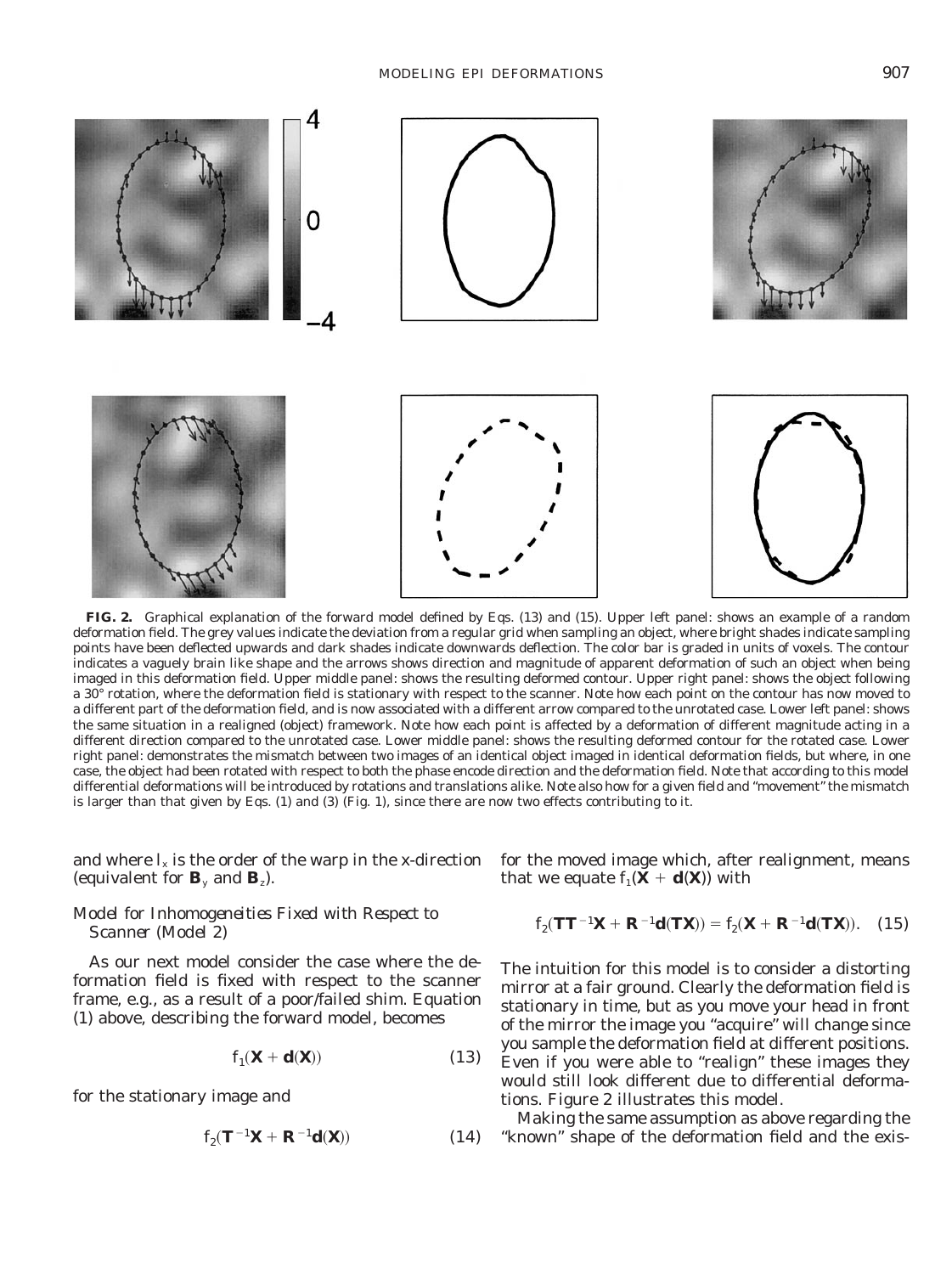**FIG. 2.** Graphical explanation of the forward model defined by Eqs. (13) and (15). Upper left panel: shows an example of a random deformation field. The grey values indicate the deviation from a regular grid when sampling an object, where bright shades indicate sampling points have been deflected upwards and dark shades indicate downwards deflection. The color bar is graded in units of voxels. The contour indicates a vaguely brain like shape and the arrows shows direction and magnitude of apparent deformation of such an object when being imaged in this deformation field. Upper middle panel: shows the resulting deformed contour. Upper right panel: shows the object following a 30° rotation, where the deformation field is stationary with respect to the scanner. Note how each point on the contour has now moved to a different part of the deformation field, and is now associated with a different arrow compared to the unrotated case. Lower left panel: shows the same situation in a realigned (object) framework. Note how each point is affected by a deformation of different magnitude acting in a different direction compared to the unrotated case. Lower middle panel: shows the resulting deformed contour for the rotated case. Lower right panel: demonstrates the mismatch between two images of an identical object imaged in identical deformation fields, but where, in one case, the object had been rotated with respect to both the phase encode direction and the deformation field. Note that according to this model differential deformations will be introduced by rotations and translations alike. Note also how for a given field and "movement" the mismatch is larger than that given by Eqs. (1) and (3) (Fig. 1), since there are now two effects contributing to it.

and where $l_x$ is the order of the warp in the x-direction (equivalent for $\mathbf{B}_y$ and $\mathbf{B}_z$).

### *Model for Inhomogeneities Fixed with Respect to Scanner (Model 2)*

As our next model consider the case where the deformation field is fixed with respect to the scanner frame, e.g., as a result of a poor/failed shim. Equation (1) above, describing the forward model, becomes

$$f_1(\mathbf{X} + \mathbf{d}(\mathbf{X})) \tag{13}$$

for the stationary image and

$$f_2(\mathbf{T}^{-1}\mathbf{X} + \mathbf{R}^{-1}\mathbf{d}(\mathbf{X})) \tag{14}$$

for the moved image which, after realignment, means that we equate $f_1(\mathbf{X} + \mathbf{d}(\mathbf{X}))$ with

$$f_2(\mathbf{T}\mathbf{T}^{-1}\mathbf{X} + \mathbf{R}^{-1}\mathbf{d}(\mathbf{T}\mathbf{X})) = f_2(\mathbf{X} + \mathbf{R}^{-1}\mathbf{d}(\mathbf{T}\mathbf{X})). \tag{15}$$

The intuition for this model is to consider a distorting mirror at a fair ground. Clearly the deformation field is stationary in time, but as you move your head in front of the mirror the image you "acquire" will change since you sample the deformation field at different positions. Even if you were able to "realign" these images they would still look different due to differential deformations. Figure 2 illustrates this model.

Making the same assumption as above regarding the "known" shape of the deformation field and the exis-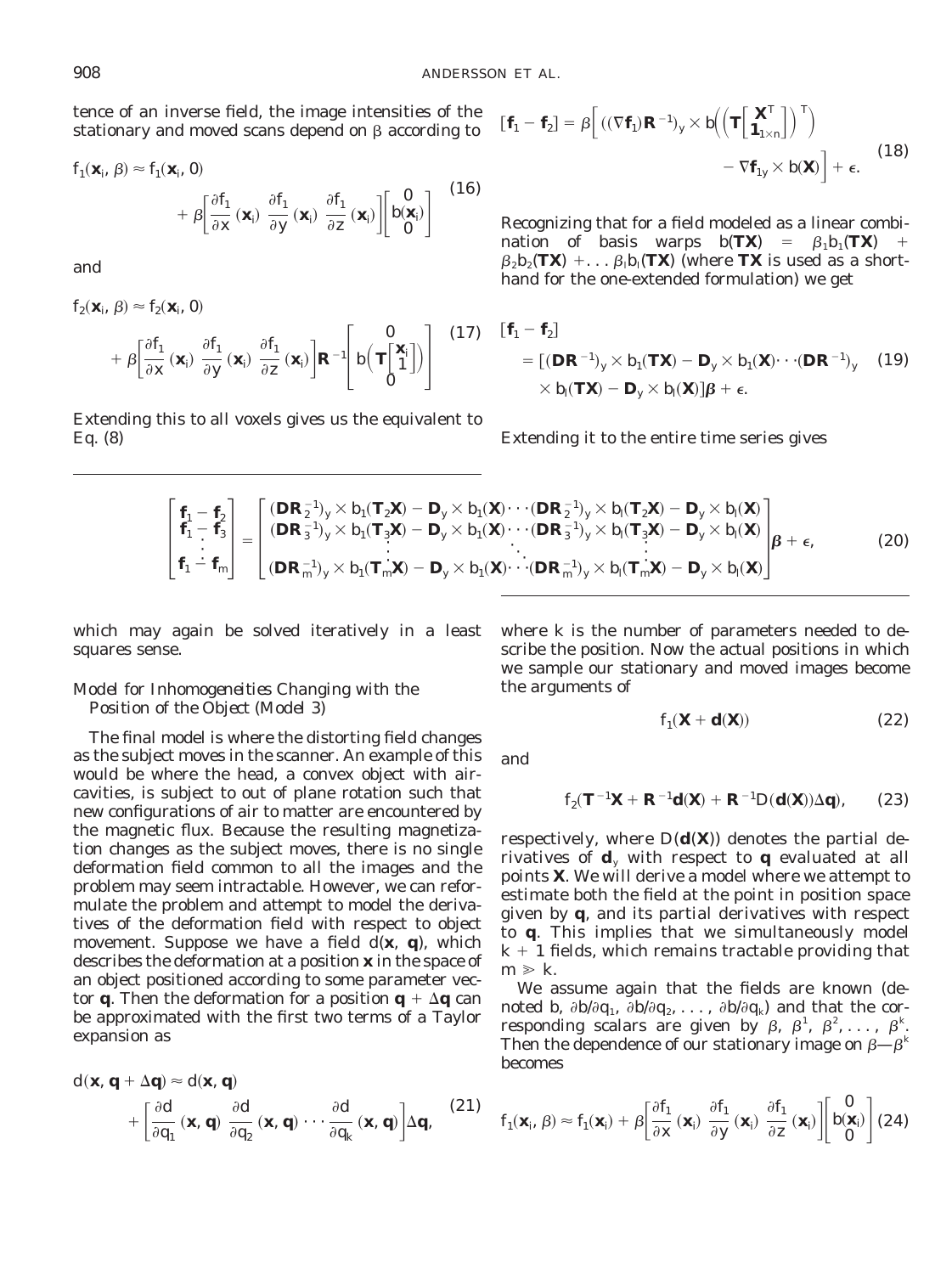tence of an inverse field, the image intensities of the stationary and moved scans depend on $\beta$ according to

$$f_1(\mathbf{x}_i, \beta) \approx f_1(\mathbf{x}_i, 0) + \beta \left[ \frac{\partial f_1}{\partial x}(\mathbf{x}_i) \; \frac{\partial f_1}{\partial y}(\mathbf{x}_i) \; \frac{\partial f_1}{\partial z}(\mathbf{x}_i) \right] \begin{bmatrix} 0 \\ b(\mathbf{x}_i) \\ 0 \end{bmatrix} \tag{16}$$

and

$$f_2(\mathbf{x}_i, \beta) \approx f_2(\mathbf{x}_i, 0) + \beta \left[ \frac{\partial f_1}{\partial x}(\mathbf{x}_i) \; \frac{\partial f_1}{\partial y}(\mathbf{x}_i) \; \frac{\partial f_1}{\partial z}(\mathbf{x}_i) \right] \mathbf{R}^{-1} \begin{bmatrix} 0 \\ b\left(\mathbf{T}\begin{bmatrix} \mathbf{x}_i \\ 1 \end{bmatrix}\right) \\ 0 \end{bmatrix} \tag{17}$$

Extending this to all voxels gives us the equivalent to Eq. (8)

$$[\mathbf{f}_1 - \mathbf{f}_2] = \beta \left[ ((\nabla \mathbf{f}_1) \mathbf{R}^{-1})_y \times b\left( \left( \mathbf{T} \begin{bmatrix} \mathbf{X}^T \\ \mathbf{1}_{1 \times n} \end{bmatrix} \right)^T \right) - \nabla \mathbf{f}_{1y} \times b(\mathbf{X}) \right] + \epsilon. \tag{18}$$

Recognizing that for a field modeled as a linear combination of basis warps $b(\mathbf{TX}) = \beta_1 b_1(\mathbf{TX}) + \beta_2 b_2(\mathbf{TX}) + \ldots \beta_l b_l(\mathbf{TX})$ (where $\mathbf{TX}$ is used as a shorthand for the one-extended formulation) we get

$$[\mathbf{f}_1 - \mathbf{f}_2] = [(\mathbf{DR}^{-1})_y \times b_1(\mathbf{TX}) - \mathbf{D}_y \times b_1(\mathbf{X}) \cdots (\mathbf{DR}^{-1})_y \times b_l(\mathbf{TX}) - \mathbf{D}_y \times b_l(\mathbf{X})] \boldsymbol{\beta} + \epsilon. \tag{19}$$

Extending it to the entire time series gives

$$\begin{bmatrix} \mathbf{f}_1 - \mathbf{f}_2 \\ \mathbf{f}_1 - \mathbf{f}_3 \\ \vdots \\ \mathbf{f}_1 - \mathbf{f}_m \end{bmatrix} = \begin{bmatrix} (\mathbf{DR}_2^{-1})_y \times b_1(\mathbf{T}_2\mathbf{X}) - \mathbf{D}_y \times b_1(\mathbf{X}) \cdots (\mathbf{DR}_2^{-1})_y \times b_l(\mathbf{T}_2\mathbf{X}) - \mathbf{D}_y \times b_l(\mathbf{X}) \\ (\mathbf{DR}_3^{-1})_y \times b_1(\mathbf{T}_3\mathbf{X}) - \mathbf{D}_y \times b_1(\mathbf{X}) \cdots (\mathbf{DR}_3^{-1})_y \times b_l(\mathbf{T}_3\mathbf{X}) - \mathbf{D}_y \times b_l(\mathbf{X}) \\ \vdots \quad \ddots \quad \vdots \\ (\mathbf{DR}_m^{-1})_y \times b_1(\mathbf{T}_m\mathbf{X}) - \mathbf{D}_y \times b_1(\mathbf{X}) \cdots (\mathbf{DR}_m^{-1})_y \times b_l(\mathbf{T}_m\mathbf{X}) - \mathbf{D}_y \times b_l(\mathbf{X}) \end{bmatrix} \boldsymbol{\beta} + \epsilon, \tag{20}$$

which may again be solved iteratively in a least squares sense.

### Model for Inhomogeneities Changing with the Position of the Object (Model 3)

The final model is where the distorting field changes as the subject moves in the scanner. An example of this would be where the head, a convex object with air-cavities, is subject to out of plane rotation such that new configurations of air to matter are encountered by the magnetic flux. Because the resulting magnetization changes as the subject moves, there is no single deformation field common to all the images and the problem may seem intractable. However, we can reformulate the problem and attempt to model the derivatives of the deformation field with respect to object movement. Suppose we have a field $d(\mathbf{x}, \mathbf{q})$, which describes the deformation at a position $\mathbf{x}$ in the space of an object positioned according to some parameter vector $\mathbf{q}$. Then the deformation for a position $\mathbf{q} + \Delta\mathbf{q}$ can be approximated with the first two terms of a Taylor expansion as

$$d(\mathbf{x}, \mathbf{q} + \Delta\mathbf{q}) \approx d(\mathbf{x}, \mathbf{q}) + \left[ \frac{\partial d}{\partial q_1}(\mathbf{x}, \mathbf{q}) \; \frac{\partial d}{\partial q_2}(\mathbf{x}, \mathbf{q}) \cdots \frac{\partial d}{\partial q_k}(\mathbf{x}, \mathbf{q}) \right] \Delta\mathbf{q}, \tag{21}$$

where $k$ is the number of parameters needed to describe the position. Now the actual positions in which we sample our stationary and moved images become the arguments of

$$f_1(\mathbf{X} + \mathbf{d}(\mathbf{X})) \tag{22}$$

and

$$f_2(\mathbf{T}^{-1}\mathbf{X} + \mathbf{R}^{-1}\mathbf{d}(\mathbf{X}) + \mathbf{R}^{-1}D(\mathbf{d}(\mathbf{X}))\Delta\mathbf{q}), \tag{23}$$

respectively, where $D(\mathbf{d}(\mathbf{X}))$ denotes the partial derivatives of $\mathbf{d}_y$ with respect to $\mathbf{q}$ evaluated at all points $\mathbf{X}$. We will derive a model where we attempt to estimate both the field at the point in position space given by $\mathbf{q}$, and its partial derivatives with respect to $\mathbf{q}$. This implies that we simultaneously model $k + 1$ fields, which remains tractable providing that $m \gg k$.

We assume again that the fields are known (denoted $b$, $\partial b/\partial q_1$, $\partial b/\partial q_2$, ..., $\partial b/\partial q_k$) and that the corresponding scalars are given by $\beta$, $\beta^1$, $\beta^2$, ..., $\beta^k$. Then the dependence of our stationary image on $\beta$—$\beta^k$ becomes

$$f_1(\mathbf{x}_i, \beta) \approx f_1(\mathbf{x}_i) + \beta \left[ \frac{\partial f_1}{\partial x}(\mathbf{x}_i) \; \frac{\partial f_1}{\partial y}(\mathbf{x}_i) \; \frac{\partial f_1}{\partial z}(\mathbf{x}_i) \right] \begin{bmatrix} 0 \\ b(\mathbf{x}_i) \\ 0 \end{bmatrix} \tag{24}$$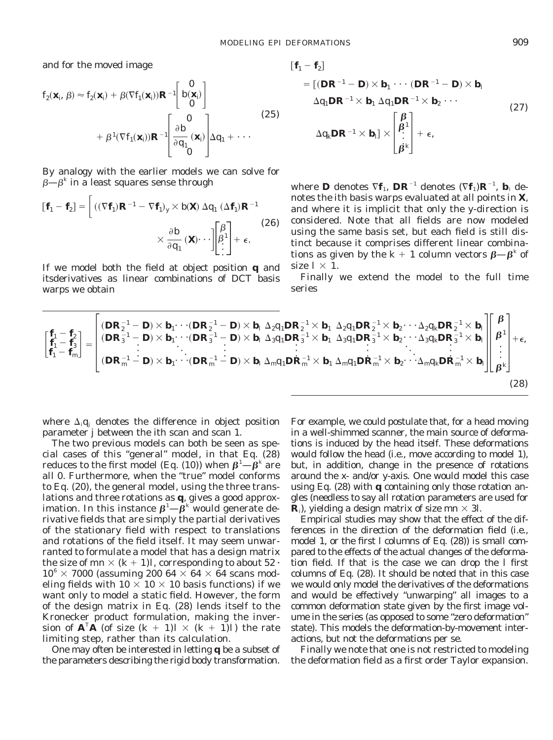and for the moved image

$$
f_2(\mathbf{x}_i, \beta) \approx f_2(\mathbf{x}_i) + \beta(\nabla f_1(\mathbf{x}_i))\mathbf{R}^{-1}\begin{bmatrix} 0 \\ b(\mathbf{x}_i) \\ 0 \end{bmatrix} + \beta^1(\nabla f_1(\mathbf{x}_i))\mathbf{R}^{-1}\begin{bmatrix} 0 \\ \frac{\partial b}{\partial q_1}(\mathbf{x}_i) \\ 0 \end{bmatrix}\Delta q_1 + \cdots \tag{25}
$$

By analogy with the earlier models we can solve for $\beta$—$\beta^k$ in a least squares sense through

$$
[\mathbf{f}_1 - \mathbf{f}_2] = \left[ ((\nabla \mathbf{f}_1)\mathbf{R}^{-1} - \nabla \mathbf{f}_1)_y \times b(\mathbf{X}) \; \Delta q_1 \; (\Delta \mathbf{f}_1)\mathbf{R}^{-1} \times \frac{\partial b}{\partial q_1}(\mathbf{X}) \cdots \right] \begin{bmatrix} \beta \\ \beta^1 \\ \vdots \end{bmatrix} + \epsilon. \tag{26}
$$

If we model both the field at object position $\mathbf{q}$ and itsderivatives as linear combinations of DCT basis warps we obtain

$$
\begin{aligned}
[\mathbf{f}_1 - \mathbf{f}_2] &= [(\mathbf{DR}^{-1} - \mathbf{D}) \times \mathbf{b}_1 \cdots (\mathbf{DR}^{-1} - \mathbf{D}) \times \mathbf{b}_l \\
&\quad \Delta q_1 \mathbf{DR}^{-1} \times \mathbf{b}_1 \; \Delta q_1 \mathbf{DR}^{-1} \times \mathbf{b}_2 \cdots \\
&\quad \Delta q_k \mathbf{DR}^{-1} \times \mathbf{b}_l] \times \begin{bmatrix} \beta \\ \beta^1 \\ \vdots \\ \beta^k \end{bmatrix} + \epsilon,
\end{aligned} \tag{27}
$$

where $\mathbf{D}$ denotes $\nabla \mathbf{f}_1$, $\mathbf{DR}^{-1}$ denotes $(\nabla \mathbf{f}_1)\mathbf{R}^{-1}$, $\mathbf{b}_i$ denotes the ith basis warps evaluated at all points in $\mathbf{X}$, and where it is implicit that only the y-direction is considered. Note that all fields are now modeled using the same basis set, but each field is still distinct because it comprises different linear combinations as given by the $k + 1$ column vectors $\beta$—$\beta^k$ of size $l \times 1$.

Finally we extend the model to the full time series

$$
\begin{bmatrix} \mathbf{f}_1 - \mathbf{f}_2 \\ \mathbf{f}_1 - \mathbf{f}_3 \\ \mathbf{f}_1 - \mathbf{f}_m \end{bmatrix} = \begin{bmatrix}
(\mathbf{DR}_2^{-1} - \mathbf{D}) \times \mathbf{b}_1 \cdots (\mathbf{DR}_2^{-1} - \mathbf{D}) \times \mathbf{b}_l & \Delta_2 q_1 \mathbf{DR}_2^{-1} \times \mathbf{b}_1 & \Delta_2 q_1 \mathbf{DR}_2^{-1} \times \mathbf{b}_2 \cdots \Delta_2 q_k \mathbf{DR}_2^{-1} \times \mathbf{b}_l \\
(\mathbf{DR}_3^{-1} - \mathbf{D}) \times \mathbf{b}_1 \cdots (\mathbf{DR}_3^{-1} - \mathbf{D}) \times \mathbf{b}_l & \Delta_3 q_1 \mathbf{DR}_3^{-1} \times \mathbf{b}_1 & \Delta_3 q_1 \mathbf{DR}_3^{-1} \times \mathbf{b}_2 \cdots \Delta_3 q_k \mathbf{DR}_3^{-1} \times \mathbf{b}_l \\
\vdots \quad \ddots \quad \vdots & \vdots & \vdots \quad \ddots \quad \vdots \\
(\mathbf{DR}_m^{-1} - \mathbf{D}) \times \mathbf{b}_1 \cdots (\mathbf{DR}_m^{-1} - \mathbf{D}) \times \mathbf{b}_l & \Delta_m q_1 \mathbf{DR}_m^{-1} \times \mathbf{b}_1 & \Delta_m q_1 \mathbf{DR}_m^{-1} \times \mathbf{b}_2 \cdots \Delta_m q_k \mathbf{DR}_m^{-1} \times \mathbf{b}_l
\end{bmatrix} \begin{bmatrix} \beta \\ \beta^1 \\ \vdots \\ \beta^k \end{bmatrix} + \epsilon, \tag{28}
$$

where $\Delta_i q_j$ denotes the difference in object position parameter j between the ith scan and scan 1.

The two previous models can both be seen as special cases of this "general" model, in that Eq. (28) reduces to the first model (Eq. (10)) when $\beta^1$—$\beta^k$ are all 0. Furthermore, when the "true" model conforms to Eq. (20), the general model, using the three translations and three rotations as $\mathbf{q}$, gives a good approximation. In this instance $\beta^1$—$\beta^k$ would generate derivative fields that are simply the partial derivatives of the stationary field with respect to translations and rotations of the field itself. It may seem unwarranted to formulate a model that has a design matrix the size of $mn \times (k + 1)l$, corresponding to about $52 \cdot 10^6 \times 7000$ (assuming 200 $64 \times 64 \times 64$ scans modeling fields with $10 \times 10 \times 10$ basis functions) if we want only to model a static field. However, the form of the design matrix in Eq. (28) lends itself to the Kronecker product formulation, making the inversion of $\mathbf{A}^T\mathbf{A}$ (of size $(k + 1)l \times (k + 1)l$) the rate limiting step, rather than its calculation.

One may often be interested in letting $\mathbf{q}$ be a subset of the parameters describing the rigid body transformation. For example, we could postulate that, for a head moving in a well-shimmed scanner, the main source of deformations is induced by the head itself. These deformations would follow the head (i.e., move according to model 1), but, in addition, change in the presence of rotations around the x- and/or y-axis. One would model this case using Eq. (28) with $\mathbf{q}$ containing only those rotation angles (needless to say all rotation parameters are used for $\mathbf{R}_i$), yielding a design matrix of size $mn \times 3l$.

Empirical studies may show that the effect of the differences in the direction of the deformation field (i.e., model 1, or the first l columns of Eq. (28)) is small compared to the effects of the actual changes of the deformation field. If that is the case we can drop the l first columns of Eq. (28). It should be noted that in this case we would only model the derivatives of the deformations and would be effectively "unwarping" all images to a common deformation state given by the first image volume in the series (as opposed to some "zero deformation" state). This models the deformation-by-movement interactions, but not the deformations per se.

Finally we note that one is not restricted to modeling the deformation field as a first order Taylor expansion.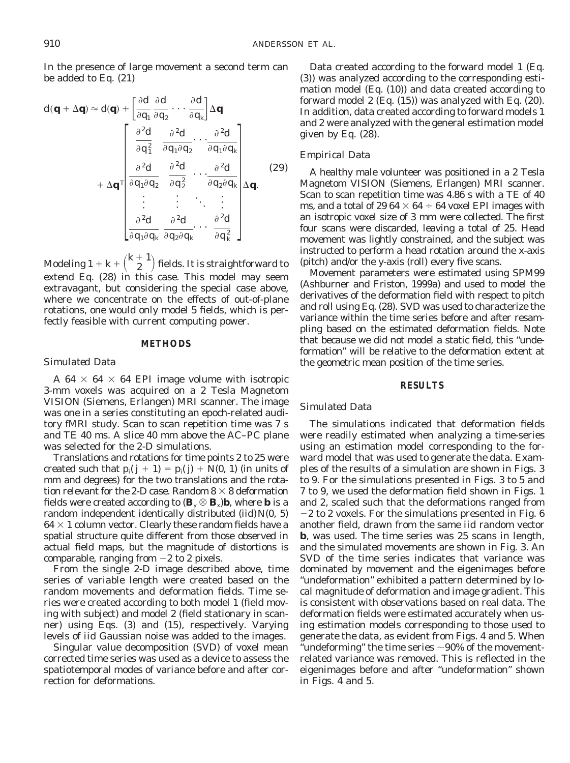In the presence of large movement a second term can be added to Eq. (21)

$$
d(\mathbf{q} + \Delta\mathbf{q}) \approx d(\mathbf{q}) + \left[\frac{\partial d}{\partial q_1}\ \frac{\partial d}{\partial q_2} \cdots \frac{\partial d}{\partial q_k}\right]\Delta\mathbf{q}
+ \Delta\mathbf{q}^T \begin{bmatrix} \frac{\partial^2 d}{\partial q_1^2} & \frac{\partial^2 d}{\partial q_1 \partial q_2} & \cdots & \frac{\partial^2 d}{\partial q_1 \partial q_k} \\ \frac{\partial^2 d}{\partial q_1 \partial q_2} & \frac{\partial^2 d}{\partial q_2^2} & \cdots & \frac{\partial^2 d}{\partial q_2 \partial q_k} \\ \vdots & \vdots & \ddots & \vdots \\ \frac{\partial^2 d}{\partial q_1 \partial q_k} & \frac{\partial^2 d}{\partial q_2 \partial q_k} & \cdots & \frac{\partial^2 d}{\partial q_k^2} \end{bmatrix} \Delta\mathbf{q}. \tag{29}
$$

Modeling $1 + k + \binom{k+1}{2}$ fields. It is straightforward to extend Eq. (28) in this case. This model may seem extravagant, but considering the special case above, where we concentrate on the effects of out-of-plane rotations, one would only model 5 fields, which is perfectly feasible with current computing power.

## METHODS

### Simulated Data

A $64 \times 64 \times 64$ EPI image volume with isotropic 3-mm voxels was acquired on a 2 Tesla Magnetom VISION (Siemens, Erlangen) MRI scanner. The image was one in a series constituting an epoch-related auditory fMRI study. Scan to scan repetition time was 7 s and TE 40 ms. A slice 40 mm above the AC–PC plane was selected for the 2-D simulations.

Translations and rotations for time points 2 to 25 were created such that $p_i(j + 1) = p_i(j) + N(0, 1)$ (in units of mm and degrees) for the two translations and the rotation relevant for the 2-D case. Random $8 \times 8$ deformation fields were created according to $(\mathbf{B}_y \otimes \mathbf{B}_x)\mathbf{b}$, where $\mathbf{b}$ is a random independent identically distributed (iid)$N(0, 5)$ $64 \times 1$ column vector. Clearly these random fields have a spatial structure quite different from those observed in actual field maps, but the magnitude of distortions is comparable, ranging from $-2$ to 2 pixels.

From the single 2-D image described above, time series of variable length were created based on the random movements and deformation fields. Time series were created according to both model 1 (field moving with subject) and model 2 (field stationary in scanner) using Eqs. (3) and (15), respectively. Varying levels of iid Gaussian noise was added to the images.

Singular value decomposition (SVD) of voxel mean corrected time series was used as a device to assess the spatiotemporal modes of variance before and after correction for deformations.

Data created according to the forward model 1 (Eq. (3)) was analyzed according to the corresponding estimation model (Eq. (10)) and data created according to forward model 2 (Eq. (15)) was analyzed with Eq. (20). In addition, data created according to forward models 1 and 2 were analyzed with the general estimation model given by Eq. (28).

### Empirical Data

A healthy male volunteer was positioned in a 2 Tesla Magnetom VISION (Siemens, Erlangen) MRI scanner. Scan to scan repetition time was 4.86 s with a TE of 40 ms, and a total of 29 $64 \times 64 \times 64$ voxel EPI images with an isotropic voxel size of 3 mm were collected. The first four scans were discarded, leaving a total of 25. Head movement was lightly constrained, and the subject was instructed to perform a head rotation around the x-axis (pitch) and/or the y-axis (roll) every five scans.

Movement parameters were estimated using SPM99 (Ashburner and Friston, 1999a) and used to model the derivatives of the deformation field with respect to pitch and roll using Eq. (28). SVD was used to characterize the variance within the time series before and after resampling based on the estimated deformation fields. Note that because we did not model a static field, this "undeformation" will be relative to the deformation extent at the geometric mean position of the time series.

## RESULTS

### Simulated Data

The simulations indicated that deformation fields were readily estimated when analyzing a time-series using an estimation model corresponding to the forward model that was used to generate the data. Examples of the results of a simulation are shown in Figs. 3 to 9. For the simulations presented in Figs. 3 to 5 and 7 to 9, we used the deformation field shown in Figs. 1 and 2, scaled such that the deformations ranged from $-2$ to 2 voxels. For the simulations presented in Fig. 6 another field, drawn from the same iid random vector $\mathbf{b}$, was used. The time series was 25 scans in length, and the simulated movements are shown in Fig. 3. An SVD of the time series indicates that variance was dominated by movement and the eigenimages before "undeformation" exhibited a pattern determined by local magnitude of deformation and image gradient. This is consistent with observations based on real data. The deformation fields were estimated accurately when using estimation models corresponding to those used to generate the data, as evident from Figs. 4 and 5. When "undeforming" the time series ~90% of the movement-related variance was removed. This is reflected in the eigenimages before and after "undeformation" shown in Figs. 4 and 5.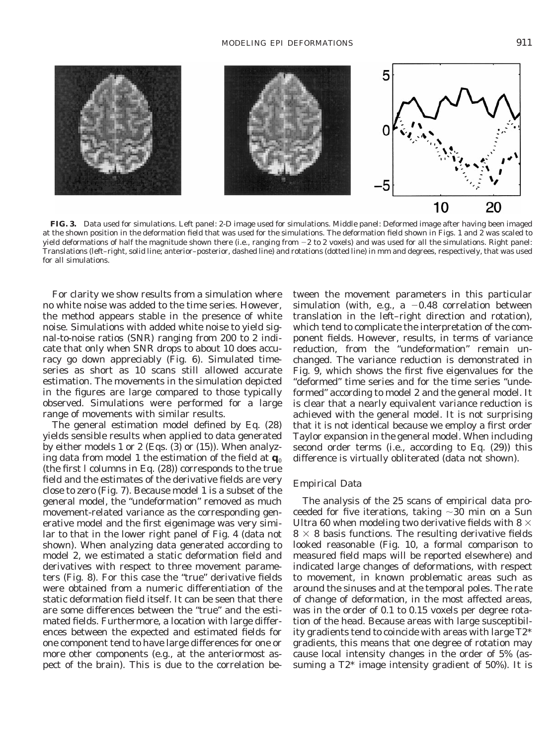**FIG. 3.** Data used for simulations. Left panel: 2-D image used for simulations. Middle panel: Deformed image after having been imaged at the shown position in the deformation field that was used for the simulations. The deformation field shown in Figs. 1 and 2 was scaled to yield deformations of half the magnitude shown there (i.e., ranging from −2 to 2 voxels) and was used for all the simulations. Right panel: Translations (left–right, solid line; anterior–posterior, dashed line) and rotations (dotted line) in mm and degrees, respectively, that was used for all simulations.

For clarity we show results from a simulation where no white noise was added to the time series. However, the method appears stable in the presence of white noise. Simulations with added white noise to yield signal-to-noise ratios (SNR) ranging from 200 to 2 indicate that only when SNR drops to about 10 does accuracy go down appreciably (Fig. 6). Simulated timeseries as short as 10 scans still allowed accurate estimation. The movements in the simulation depicted in the figures are large compared to those typically observed. Simulations were performed for a large range of movements with similar results.

The general estimation model defined by Eq. (28) yields sensible results when applied to data generated by either models 1 or 2 (Eqs. (3) or (15)). When analyzing data from model 1 the estimation of the field at $\mathbf{q}_0$ (the first *l* columns in Eq. (28)) corresponds to the true field and the estimates of the derivative fields are very close to zero (Fig. 7). Because model 1 is a subset of the general model, the "undeformation" removed as much movement-related variance as the corresponding generative model and the first eigenimage was very similar to that in the lower right panel of Fig. 4 (data not shown). When analyzing data generated according to model 2, we estimated a static deformation field and derivatives with respect to three movement parameters (Fig. 8). For this case the "true" derivative fields were obtained from a numeric differentiation of the static deformation field itself. It can be seen that there are some differences between the "true" and the estimated fields. Furthermore, a location with large differences between the expected and estimated fields for one component tend to have large differences for one or more other components (e.g., at the anteriormost aspect of the brain). This is due to the correlation between the movement parameters in this particular simulation (with, e.g., a −0.48 correlation between translation in the left–right direction and rotation), which tend to complicate the interpretation of the component fields. However, results, in terms of variance reduction, from the "undeformation" remain unchanged. The variance reduction is demonstrated in Fig. 9, which shows the first five eigenvalues for the "deformed" time series and for the time series "undeformed" according to model 2 and the general model. It is clear that a nearly equivalent variance reduction is achieved with the general model. It is not surprising that it is not identical because we employ a first order Taylor expansion in the general model. When including second order terms (i.e., according to Eq. (29)) this difference is virtually obliterated (data not shown).

### Empirical Data

The analysis of the 25 scans of empirical data proceeded for five iterations, taking ~30 min on a Sun Ultra 60 when modeling two derivative fields with 8 × 8 × 8 basis functions. The resulting derivative fields looked reasonable (Fig. 10, a formal comparison to measured field maps will be reported elsewhere) and indicated large changes of deformations, with respect to movement, in known problematic areas such as around the sinuses and at the temporal poles. The rate of change of deformation, in the most affected areas, was in the order of 0.1 to 0.15 voxels per degree rotation of the head. Because areas with large susceptibility gradients tend to coincide with areas with large T2* gradients, this means that one degree of rotation may cause local intensity changes in the order of 5% (assuming a T2* image intensity gradient of 50%). It is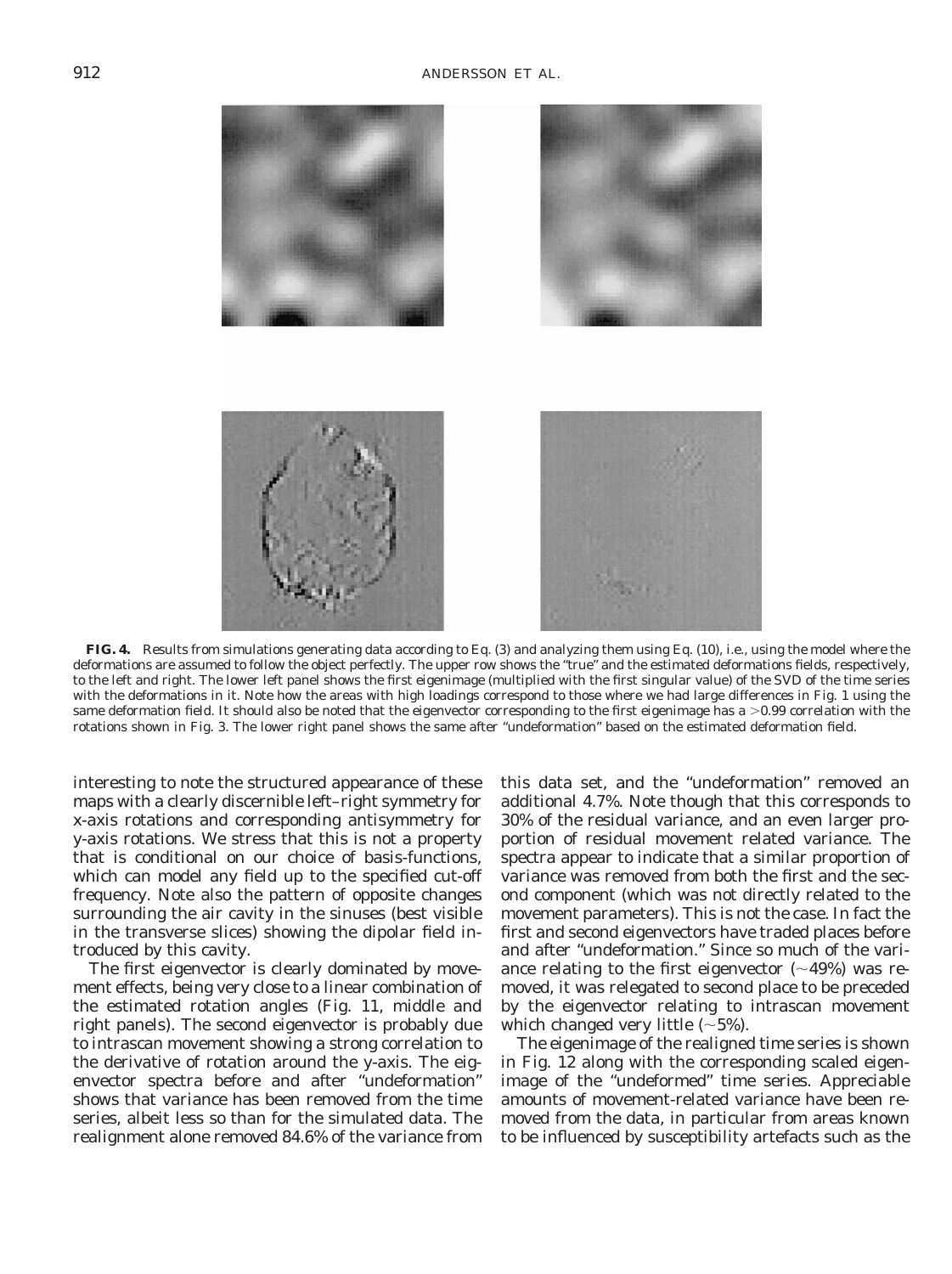**FIG. 4.** Results from simulations generating data according to Eq. (3) and analyzing them using Eq. (10), i.e., using the model where the deformations are assumed to follow the object perfectly. The upper row shows the "true" and the estimated deformations fields, respectively, to the left and right. The lower left panel shows the first eigenimage (multiplied with the first singular value) of the SVD of the time series with the deformations in it. Note how the areas with high loadings correspond to those where we had large differences in Fig. 1 using the same deformation field. It should also be noted that the eigenvector corresponding to the first eigenimage has a >0.99 correlation with the rotations shown in Fig. 3. The lower right panel shows the same after "undeformation" based on the estimated deformation field.

interesting to note the structured appearance of these maps with a clearly discernible left–right symmetry for x-axis rotations and corresponding antisymmetry for y-axis rotations. We stress that this is not a property that is conditional on our choice of basis-functions, which can model any field up to the specified cut-off frequency. Note also the pattern of opposite changes surrounding the air cavity in the sinuses (best visible in the transverse slices) showing the dipolar field introduced by this cavity.

The first eigenvector is clearly dominated by movement effects, being very close to a linear combination of the estimated rotation angles (Fig. 11, middle and right panels). The second eigenvector is probably due to intrascan movement showing a strong correlation to the derivative of rotation around the y-axis. The eigenvector spectra before and after "undeformation" shows that variance has been removed from the time series, albeit less so than for the simulated data. The realignment alone removed 84.6% of the variance from this data set, and the "undeformation" removed an additional 4.7%. Note though that this corresponds to 30% of the residual variance, and an even larger proportion of residual movement related variance. The spectra appear to indicate that a similar proportion of variance was removed from both the first and the second component (which was not directly related to the movement parameters). This is not the case. In fact the first and second eigenvectors have traded places before and after "undeformation." Since so much of the variance relating to the first eigenvector (~49%) was removed, it was relegated to second place to be preceded by the eigenvector relating to intrascan movement which changed very little (~5%).

The eigenimage of the realigned time series is shown in Fig. 12 along with the corresponding scaled eigenimage of the "undeformed" time series. Appreciable amounts of movement-related variance have been removed from the data, in particular from areas known to be influenced by susceptibility artefacts such as the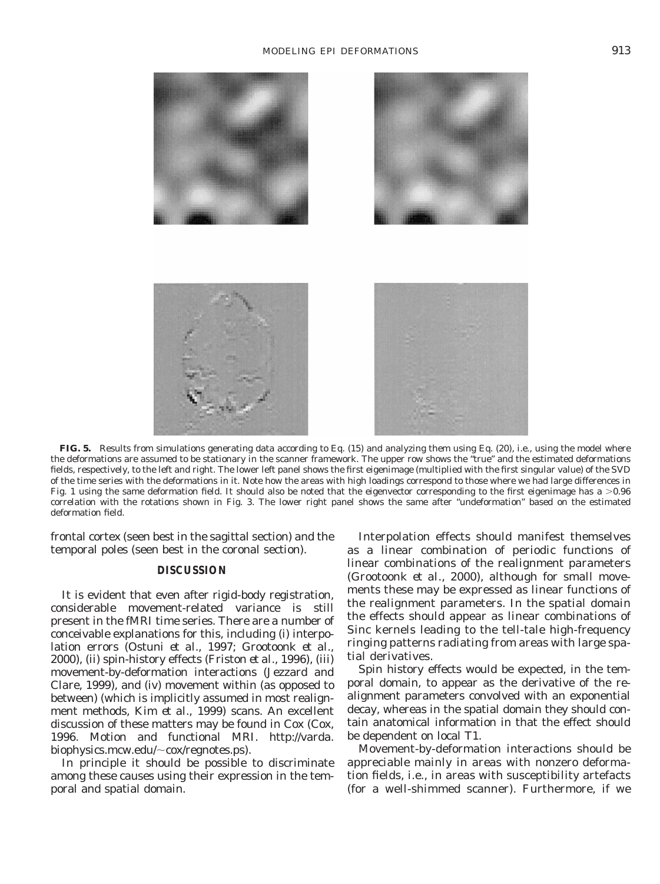**FIG. 5.** Results from simulations generating data according to Eq. (15) and analyzing them using Eq. (20), i.e., using the model where the deformations are assumed to be stationary in the scanner framework. The upper row shows the "true" and the estimated deformations fields, respectively, to the left and right. The lower left panel shows the first eigenimage (multiplied with the first singular value) of the SVD of the time series with the deformations in it. Note how the areas with high loadings correspond to those where we had large differences in Fig. 1 using the same deformation field. It should also be noted that the eigenvector corresponding to the first eigenimage has a $>0.96$ correlation with the rotations shown in Fig. 3. The lower right panel shows the same after "undeformation" based on the estimated deformation field.

frontal cortex (seen best in the sagittal section) and the temporal poles (seen best in the coronal section).

## DISCUSSION

It is evident that even after rigid-body registration, considerable movement-related variance is still present in the fMRI time series. There are a number of conceivable explanations for this, including (i) interpolation errors (Ostuni *et al.*, 1997; Grootoonk *et al.*, 2000), (ii) spin-history effects (Friston *et al.*, 1996), (iii) movement-by-deformation interactions (Jezzard and Clare, 1999), and (iv) movement within (as opposed to between) (which is implicitly assumed in most realignment methods, Kim *et al.*, 1999) scans. An excellent discussion of these matters may be found in Cox (Cox, 1996. Motion and functional MRI. http://varda.biophysics.mcw.edu/~cox/regnotes.ps).

In principle it should be possible to discriminate among these causes using their expression in the temporal and spatial domain.

Interpolation effects should manifest themselves as a linear combination of periodic functions of linear combinations of the realignment parameters (Grootoonk *et al.*, 2000), although for small movements these may be expressed as linear functions of the realignment parameters. In the spatial domain the effects should appear as linear combinations of Sinc kernels leading to the tell-tale high-frequency ringing patterns radiating from areas with large spatial derivatives.

Spin history effects would be expected, in the temporal domain, to appear as the derivative of the realignment parameters convolved with an exponential decay, whereas in the spatial domain they should contain anatomical information in that the effect should be dependent on local T1.

Movement-by-deformation interactions should be appreciable mainly in areas with nonzero deformation fields, i.e., in areas with susceptibility artefacts (for a well-shimmed scanner). Furthermore, if we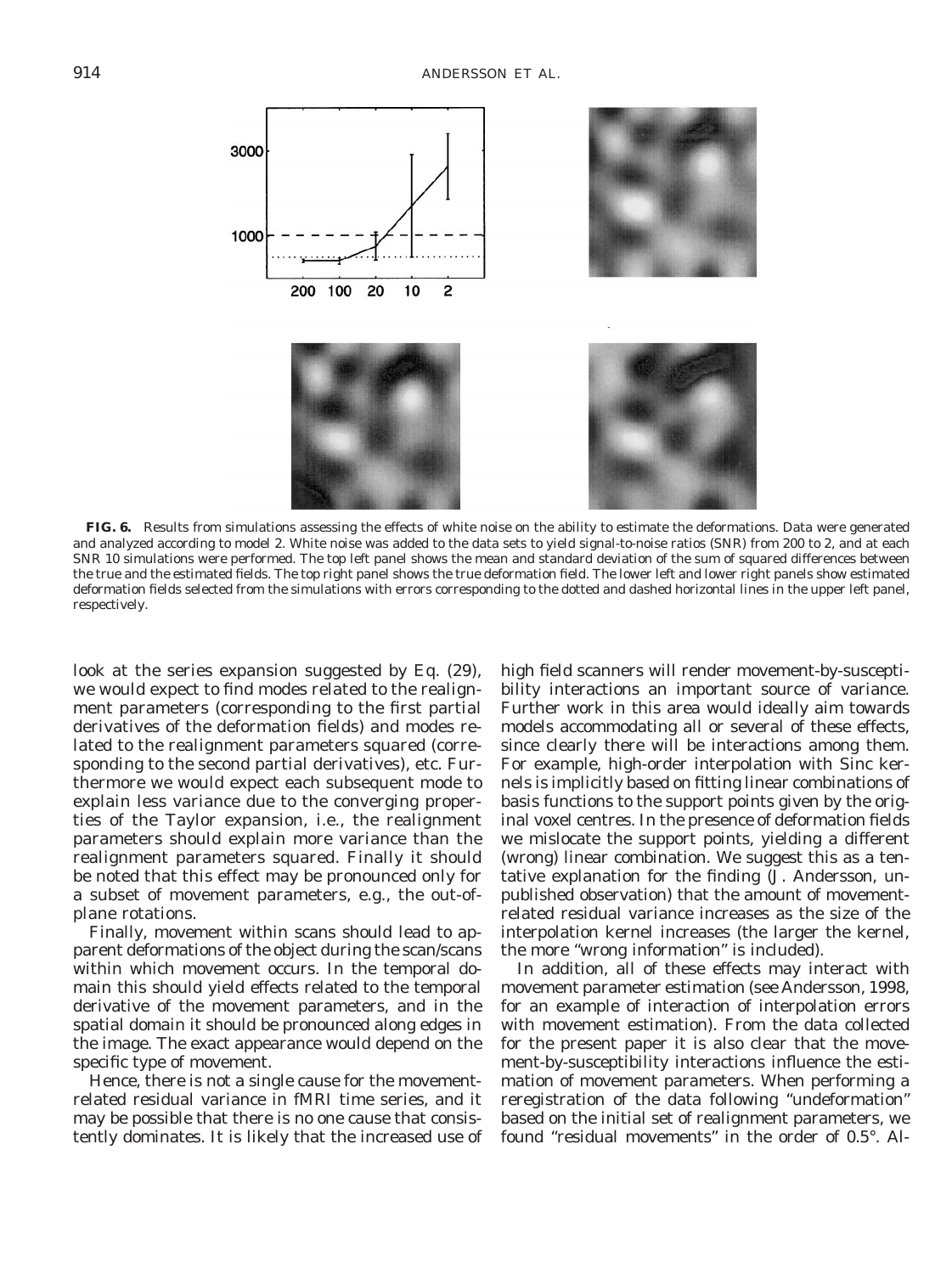3000

1000

200 100 20 10 2

**FIG. 6.** Results from simulations assessing the effects of white noise on the ability to estimate the deformations. Data were generated and analyzed according to model 2. White noise was added to the data sets to yield signal-to-noise ratios (SNR) from 200 to 2, and at each SNR 10 simulations were performed. The top left panel shows the mean and standard deviation of the sum of squared differences between the true and the estimated fields. The top right panel shows the true deformation field. The lower left and lower right panels show estimated deformation fields selected from the simulations with errors corresponding to the dotted and dashed horizontal lines in the upper left panel, respectively.

look at the series expansion suggested by Eq. (29), we would expect to find modes related to the realignment parameters (corresponding to the first partial derivatives of the deformation fields) and modes related to the realignment parameters squared (corresponding to the second partial derivatives), etc. Furthermore we would expect each subsequent mode to explain less variance due to the converging properties of the Taylor expansion, i.e., the realignment parameters should explain more variance than the realignment parameters squared. Finally it should be noted that this effect may be pronounced only for a subset of movement parameters, e.g., the out-of-plane rotations.

Finally, movement within scans should lead to apparent deformations of the object during the scan/scans within which movement occurs. In the temporal domain this should yield effects related to the temporal derivative of the movement parameters, and in the spatial domain it should be pronounced along edges in the image. The exact appearance would depend on the specific type of movement.

Hence, there is not a single cause for the movement-related residual variance in fMRI time series, and it may be possible that there is no one cause that consistently dominates. It is likely that the increased use of high field scanners will render movement-by-susceptibility interactions an important source of variance. Further work in this area would ideally aim towards models accommodating all or several of these effects, since clearly there will be interactions among them. For example, high-order interpolation with Sinc kernels is implicitly based on fitting linear combinations of basis functions to the support points given by the original voxel centres. In the presence of deformation fields we mislocate the support points, yielding a different (wrong) linear combination. We suggest this as a tentative explanation for the finding (J. Andersson, unpublished observation) that the amount of movement-related residual variance increases as the size of the interpolation kernel increases (the larger the kernel, the more "wrong information" is included).

In addition, all of these effects may interact with movement parameter estimation (see Andersson, 1998, for an example of interaction of interpolation errors with movement estimation). From the data collected for the present paper it is also clear that the movement-by-susceptibility interactions influence the estimation of movement parameters. When performing a reregistration of the data following "undeformation" based on the initial set of realignment parameters, we found "residual movements" in the order of 0.5°. Al-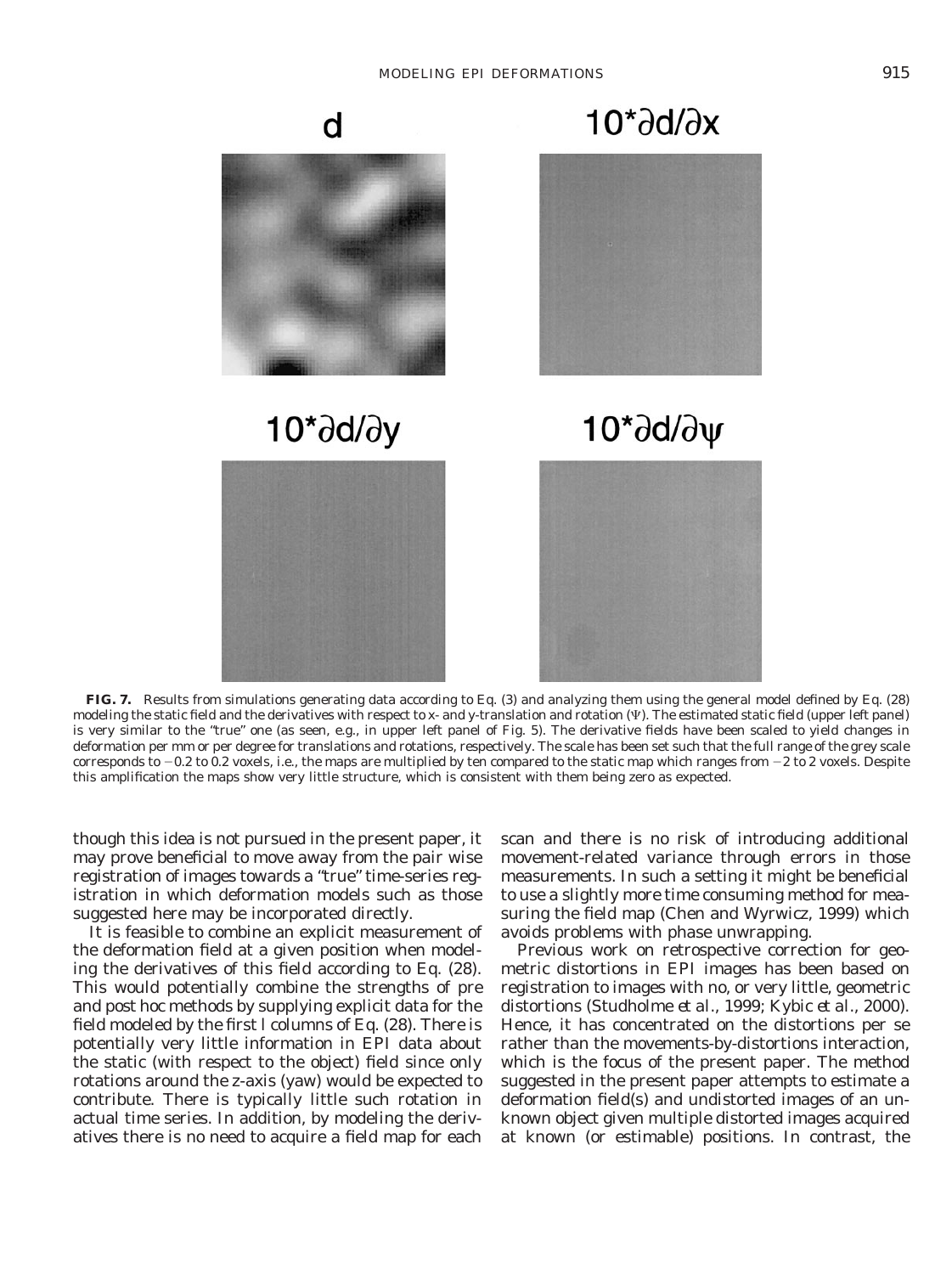**FIG. 7.** Results from simulations generating data according to Eq. (3) and analyzing them using the general model defined by Eq. (28) modeling the static field and the derivatives with respect to x- and y-translation and rotation ($\Psi$). The estimated static field (upper left panel) is very similar to the "true" one (as seen, e.g., in upper left panel of Fig. 5). The derivative fields have been scaled to yield changes in deformation per mm or per degree for translations and rotations, respectively. The scale has been set such that the full range of the grey scale corresponds to −0.2 to 0.2 voxels, i.e., the maps are multiplied by ten compared to the static map which ranges from −2 to 2 voxels. Despite this amplification the maps show very little structure, which is consistent with them being zero as expected.

though this idea is not pursued in the present paper, it may prove beneficial to move away from the pair wise registration of images towards a "true" time-series registration in which deformation models such as those suggested here may be incorporated directly.

It is feasible to combine an explicit measurement of the deformation field at a given position when modeling the derivatives of this field according to Eq. (28). This would potentially combine the strengths of pre and post hoc methods by supplying explicit data for the field modeled by the first $l$ columns of Eq. (28). There is potentially very little information in EPI data about the static (with respect to the object) field since only rotations around the z-axis (yaw) would be expected to contribute. There is typically little such rotation in actual time series. In addition, by modeling the derivatives there is no need to acquire a field map for each scan and there is no risk of introducing additional movement-related variance through errors in those measurements. In such a setting it might be beneficial to use a slightly more time consuming method for measuring the field map (Chen and Wyrwicz, 1999) which avoids problems with phase unwrapping.

Previous work on retrospective correction for geometric distortions in EPI images has been based on registration to images with no, or very little, geometric distortions (Studholme *et al.*, 1999; Kybic *et al.*, 2000). Hence, it has concentrated on the distortions per se rather than the movements-by-distortions interaction, which is the focus of the present paper. The method suggested in the present paper attempts to estimate a deformation field(s) and undistorted images of an unknown object given multiple distorted images acquired at known (or estimable) positions. In contrast, the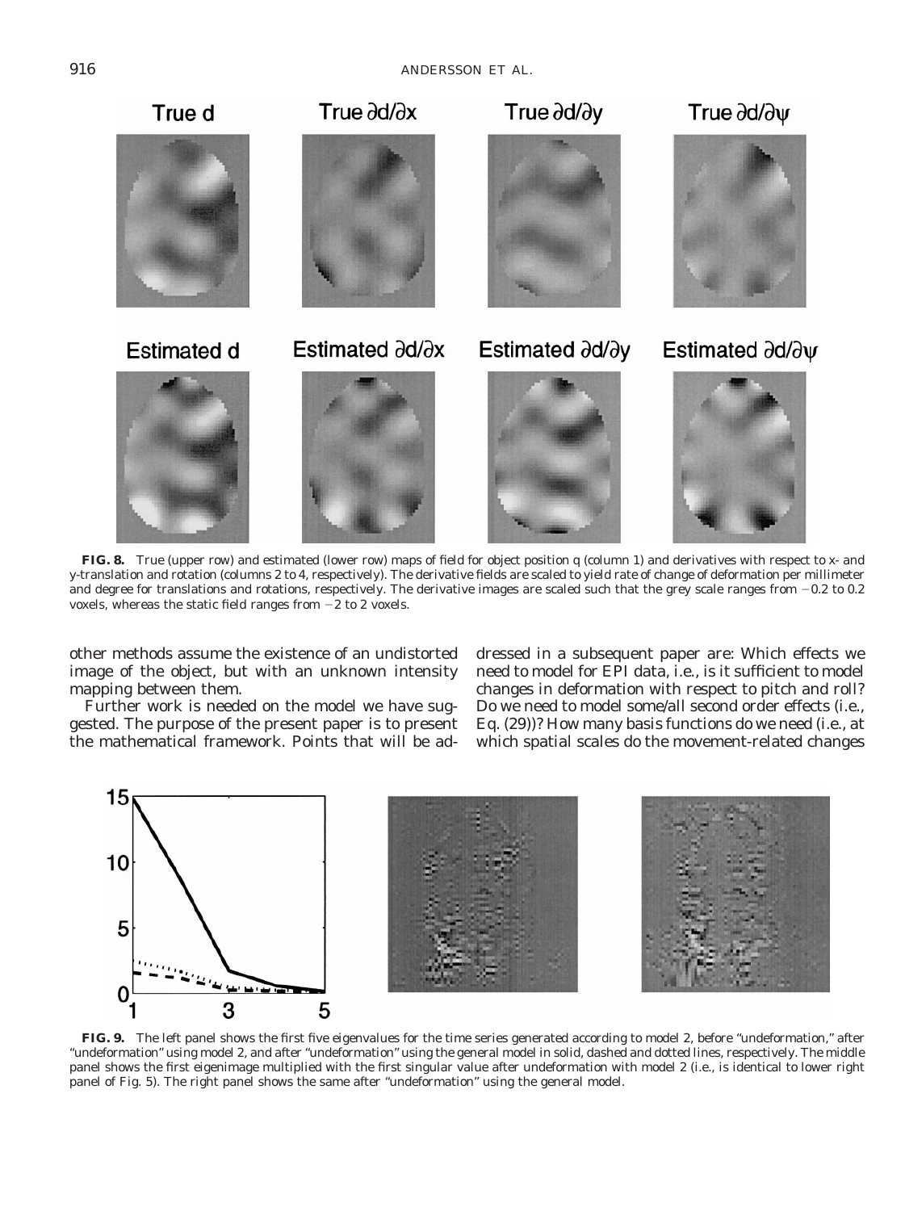**FIG. 8.** True (upper row) and estimated (lower row) maps of field for object position q (column 1) and derivatives with respect to x- and y-translation and rotation (columns 2 to 4, respectively). The derivative fields are scaled to yield rate of change of deformation per millimeter and degree for translations and rotations, respectively. The derivative images are scaled such that the grey scale ranges from −0.2 to 0.2 voxels, whereas the static field ranges from −2 to 2 voxels.

other methods assume the existence of an undistorted image of the object, but with an unknown intensity mapping between them.

Further work is needed on the model we have suggested. The purpose of the present paper is to present the mathematical framework. Points that will be addressed in a subsequent paper are: Which effects we need to model for EPI data, i.e., is it sufficient to model changes in deformation with respect to pitch and roll? Do we need to model some/all second order effects (i.e., Eq. (29))? How many basis functions do we need (i.e., at which spatial scales do the movement-related changes

**FIG. 9.** The left panel shows the first five eigenvalues for the time series generated according to model 2, before "undeformation," after "undeformation" using model 2, and after "undeformation" using the general model in solid, dashed and dotted lines, respectively. The middle panel shows the first eigenimage multiplied with the first singular value after undeformation with model 2 (i.e., is identical to lower right panel of Fig. 5). The right panel shows the same after "undeformation" using the general model.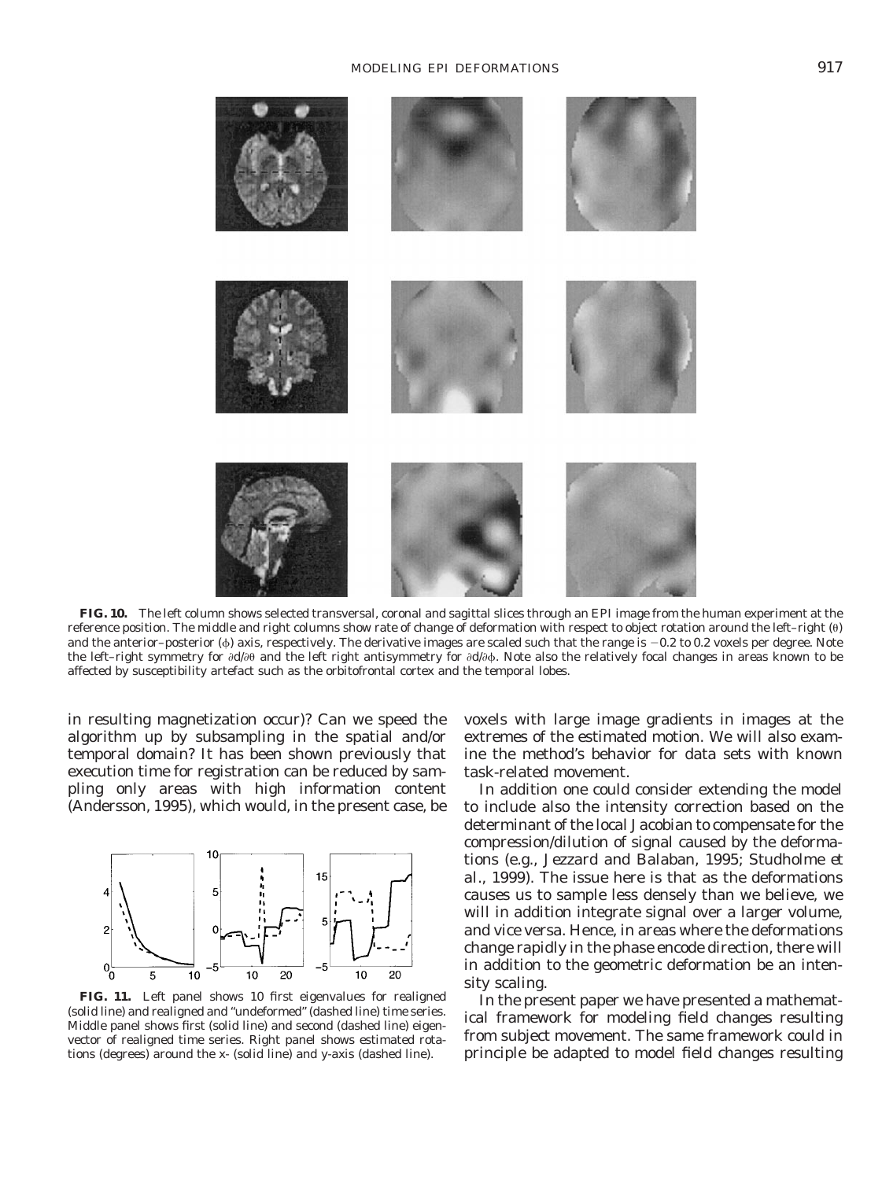**FIG. 10.** The left column shows selected transversal, coronal and sagittal slices through an EPI image from the human experiment at the reference position. The middle and right columns show rate of change of deformation with respect to object rotation around the left–right ($\theta$) and the anterior–posterior ($\phi$) axis, respectively. The derivative images are scaled such that the range is $-0.2$ to 0.2 voxels per degree. Note the left–right symmetry for $\partial d/\partial\theta$ and the left right antisymmetry for $\partial d/\partial\phi$. Note also the relatively focal changes in areas known to be affected by susceptibility artefact such as the orbitofrontal cortex and the temporal lobes.

in resulting magnetization occur)? Can we speed the algorithm up by subsampling in the spatial and/or temporal domain? It has been shown previously that execution time for registration can be reduced by sampling only areas with high information content (Andersson, 1995), which would, in the present case, be voxels with large image gradients in images at the extremes of the estimated motion. We will also examine the method's behavior for data sets with known task-related movement.

**FIG. 11.** Left panel shows 10 first eigenvalues for realigned (solid line) and realigned and "undeformed" (dashed line) time series. Middle panel shows first (solid line) and second (dashed line) eigenvector of realigned time series. Right panel shows estimated rotations (degrees) around the x- (solid line) and y-axis (dashed line).

In addition one could consider extending the model to include also the intensity correction based on the determinant of the local Jacobian to compensate for the compression/dilution of signal caused by the deformations (e.g., Jezzard and Balaban, 1995; Studholme *et al.*, 1999). The issue here is that as the deformations causes us to sample less densely than we believe, we will in addition integrate signal over a larger volume, and vice versa. Hence, in areas where the deformations change rapidly in the phase encode direction, there will in addition to the geometric deformation be an intensity scaling.

In the present paper we have presented a mathematical framework for modeling field changes resulting from subject movement. The same framework could in principle be adapted to model field changes resulting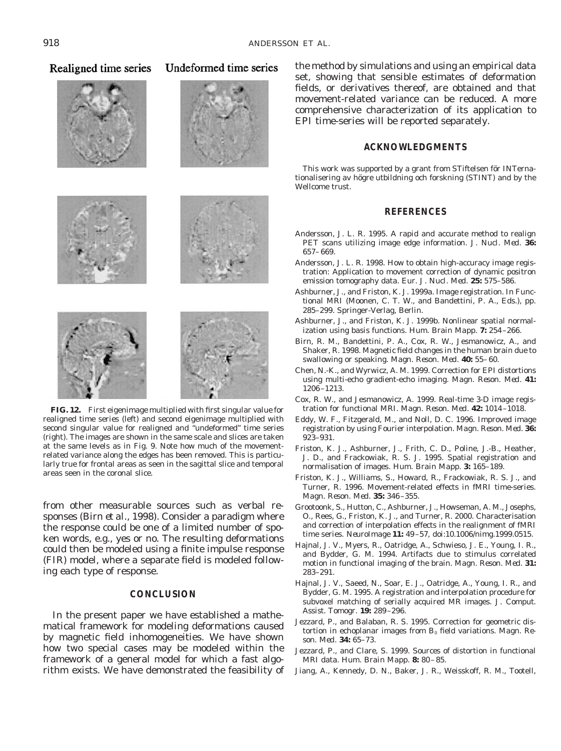Realigned time series Undeformed time series

**FIG. 12.** First eigenimage multiplied with first singular value for realigned time series (left) and second eigenimage multiplied with second singular value for realigned and "undeformed" time series (right). The images are shown in the same scale and slices are taken at the same levels as in Fig. 9. Note how much of the movement-related variance along the edges has been removed. This is particularly true for frontal areas as seen in the sagittal slice and temporal areas seen in the coronal slice.

from other measurable sources such as verbal responses (Birn *et al.*, 1998). Consider a paradigm where the response could be one of a limited number of spoken words, e.g., yes or no. The resulting deformations could then be modeled using a finite impulse response (FIR) model, where a separate field is modeled following each type of response.

## CONCLUSION

In the present paper we have established a mathematical framework for modeling deformations caused by magnetic field inhomogeneities. We have shown how two special cases may be modeled within the framework of a general model for which a fast algorithm exists. We have demonstrated the feasibility of the method by simulations and using an empirical data set, showing that sensible estimates of deformation fields, or derivatives thereof, are obtained and that movement-related variance can be reduced. A more comprehensive characterization of its application to EPI time-series will be reported separately.

## ACKNOWLEDGMENTS

This work was supported by a grant from STiftelsen för INTernationalisering av högre utbildning och forskning (STINT) and by the Wellcome trust.

## REFERENCES

Andersson, J. L. R. 1995. A rapid and accurate method to realign PET scans utilizing image edge information. *J. Nucl. Med.* **36:** 657–669.

Andersson, J. L. R. 1998. How to obtain high-accuracy image registration: Application to movement correction of dynamic positron emission tomography data. *Eur. J. Nucl. Med.* **25:** 575–586.

Ashburner, J., and Friston, K. J. 1999a. Image registration. In Functional MRI (Moonen, C. T. W., and Bandettini, P. A., Eds.), pp. 285–299. Springer-Verlag, Berlin.

Ashburner, J., and Friston, K. J. 1999b. Nonlinear spatial normalization using basis functions. *Hum. Brain Mapp.* **7:** 254–266.

Birn, R. M., Bandettini, P. A., Cox, R. W., Jesmanowicz, A., and Shaker, R. 1998. Magnetic field changes in the human brain due to swallowing or speaking. *Magn. Reson. Med.* **40:** 55–60.

Chen, N.-K., and Wyrwicz, A. M. 1999. Correction for EPI distortions using multi-echo gradient-echo imaging. *Magn. Reson. Med.* **41:** 1206–1213.

Cox, R. W., and Jesmanowicz, A. 1999. Real-time 3-D image registration for functional MRI. *Magn. Reson. Med.* **42:** 1014–1018.

Eddy, W. F., Fitzgerald, M., and Noll, D. C. 1996. Improved image registration by using Fourier interpolation. *Magn. Reson. Med.* **36:** 923–931.

Friston, K. J., Ashburner, J., Frith, C. D., Poline, J.-B., Heather, J. D., and Frackowiak, R. S. J. 1995. Spatial registration and normalisation of images. *Hum. Brain Mapp.* **3:** 165–189.

Friston, K. J., Williams, S., Howard, R., Frackowiak, R. S. J., and Turner, R. 1996. Movement-related effects in fMRI time-series. *Magn. Reson. Med.* **35:** 346–355.

Grootoonk, S., Hutton, C., Ashburner, J., Howseman, A. M., Josephs, O., Rees, G., Friston, K. J., and Turner, R. 2000. Characterisation and correction of interpolation effects in the realignment of fMRI time series. *NeuroImage* **11:** 49–57, doi:10.1006/nimg.1999.0515.

Hajnal, J. V., Myers, R., Oatridge, A., Schwieso, J. E., Young, I. R., and Bydder, G. M. 1994. Artifacts due to stimulus correlated motion in functional imaging of the brain. *Magn. Reson. Med.* **31:** 283–291.

Hajnal, J. V., Saeed, N., Soar, E. J., Oatridge, A., Young, I. R., and Bydder, G. M. 1995. A registration and interpolation procedure for subvoxel matching of serially acquired MR images. *J. Comput. Assist. Tomogr.* **19:** 289–296.

Jezzard, P., and Balaban, R. S. 1995. Correction for geometric distortion in echoplanar images from $B_0$ field variations. *Magn. Reson. Med.* **34:** 65–73.

Jezzard, P., and Clare, S. 1999. Sources of distortion in functional MRI data. *Hum. Brain Mapp.* **8:** 80–85.

Jiang, A., Kennedy, D. N., Baker, J. R., Weisskoff, R. M., Tootell,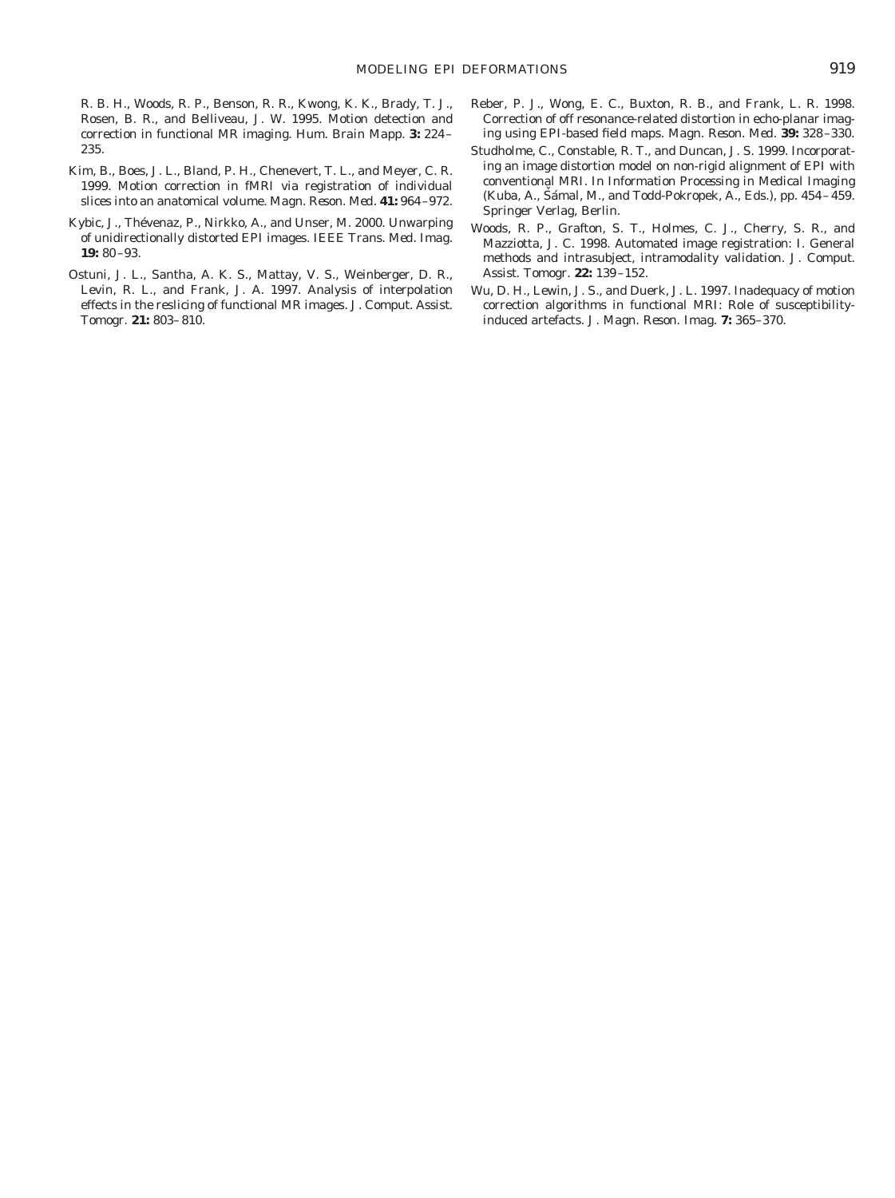R. B. H., Woods, R. P., Benson, R. R., Kwong, K. K., Brady, T. J., Rosen, B. R., and Belliveau, J. W. 1995. Motion detection and correction in functional MR imaging. *Hum. Brain Mapp.* **3:** 224–235.

Kim, B., Boes, J. L., Bland, P. H., Chenevert, T. L., and Meyer, C. R. 1999. Motion correction in fMRI via registration of individual slices into an anatomical volume. *Magn. Reson. Med.* **41:** 964–972.

Kybic, J., Thévenaz, P., Nirkko, A., and Unser, M. 2000. Unwarping of unidirectionally distorted EPI images. *IEEE Trans. Med. Imag.* **19:** 80–93.

Ostuni, J. L., Santha, A. K. S., Mattay, V. S., Weinberger, D. R., Levin, R. L., and Frank, J. A. 1997. Analysis of interpolation effects in the reslicing of functional MR images. *J. Comput. Assist. Tomogr.* **21:** 803–810.

Reber, P. J., Wong, E. C., Buxton, R. B., and Frank, L. R. 1998. Correction of off resonance-related distortion in echo-planar imaging using EPI-based field maps. *Magn. Reson. Med.* **39:** 328–330.

Studholme, C., Constable, R. T., and Duncan, J. S. 1999. Incorporating an image distortion model on non-rigid alignment of EPI with conventional MRI. In *Information Processing in Medical Imaging* (Kuba, A., Šámal, M., and Todd-Pokropek, A., Eds.), pp. 454–459. Springer Verlag, Berlin.

Woods, R. P., Grafton, S. T., Holmes, C. J., Cherry, S. R., and Mazziotta, J. C. 1998. Automated image registration: I. General methods and intrasubject, intramodality validation. *J. Comput. Assist. Tomogr.* **22:** 139–152.

Wu, D. H., Lewin, J. S., and Duerk, J. L. 1997. Inadequacy of motion correction algorithms in functional MRI: Role of susceptibility-induced artefacts. *J. Magn. Reson. Imag.* **7:** 365–370.